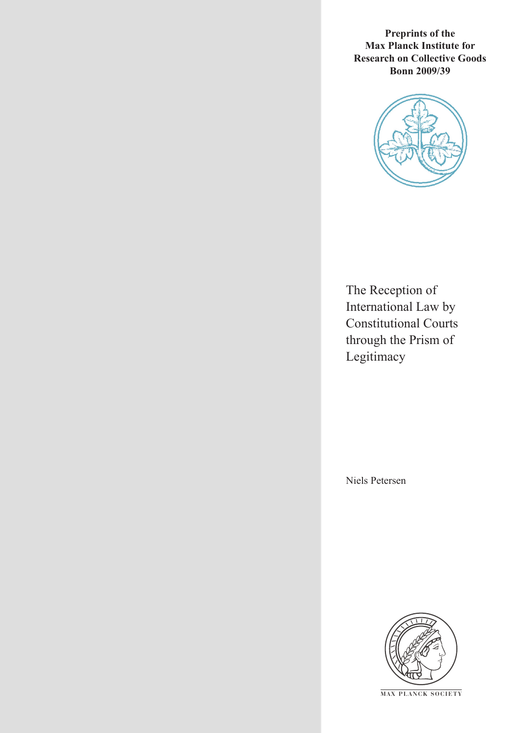**Preprints of the Max Planck Institute for Research on Collective Goods Bonn 2009/39**

# The Reception of International Law by Constitutional Courts through the Prism of Legitimacy

Niels Petersen

MAX PLANCK SOCIETY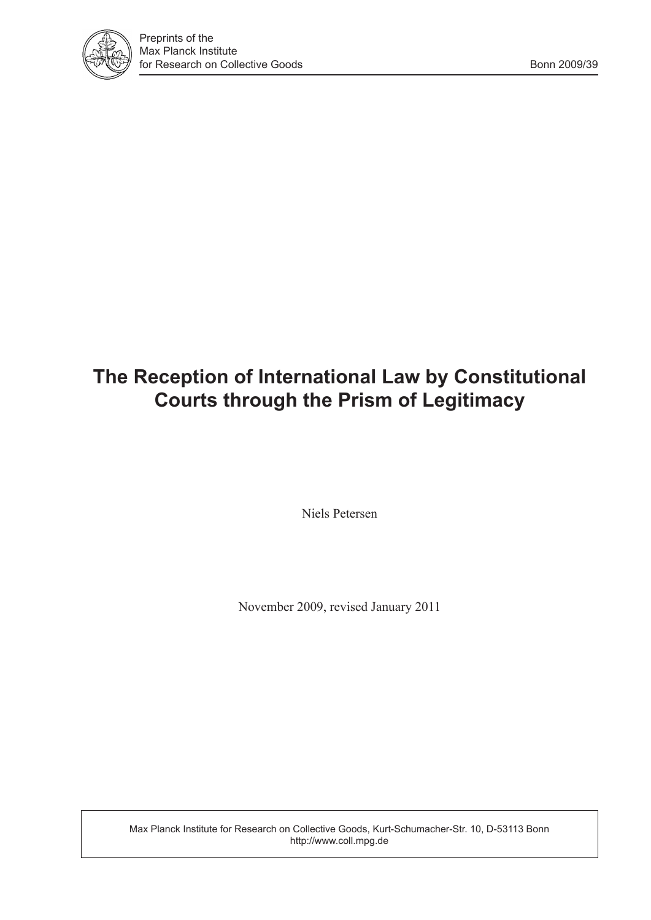Preprints of the
Max Planck Institute
for Research on Collective Goods

Bonn 2009/39

# The Reception of International Law by Constitutional Courts through the Prism of Legitimacy

Niels Petersen

November 2009, revised January 2011

Max Planck Institute for Research on Collective Goods, Kurt-Schumacher-Str. 10, D-53113 Bonn
http://www.coll.mpg.de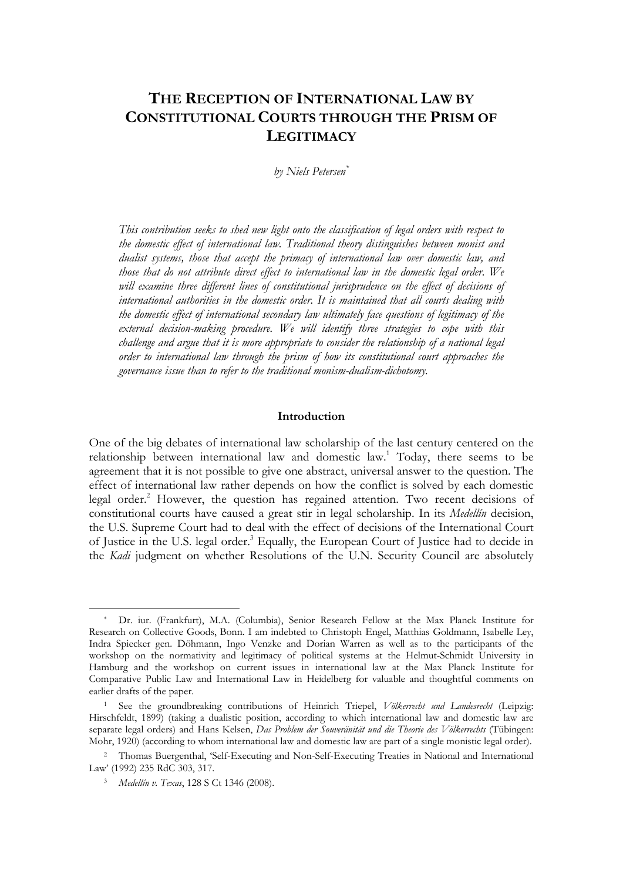# THE RECEPTION OF INTERNATIONAL LAW BY CONSTITUTIONAL COURTS THROUGH THE PRISM OF LEGITIMACY

*by Niels Petersen*[*]

*This contribution seeks to shed new light onto the classification of legal orders with respect to the domestic effect of international law. Traditional theory distinguishes between monist and dualist systems, those that accept the primacy of international law over domestic law, and those that do not attribute direct effect to international law in the domestic legal order. We will examine three different lines of constitutional jurisprudence on the effect of decisions of international authorities in the domestic order. It is maintained that all courts dealing with the domestic effect of international secondary law ultimately face questions of legitimacy of the external decision-making procedure. We will identify three strategies to cope with this challenge and argue that it is more appropriate to consider the relationship of a national legal order to international law through the prism of how its constitutional court approaches the governance issue than to refer to the traditional monism-dualism-dichotomy.*

## Introduction

One of the big debates of international law scholarship of the last century centered on the relationship between international law and domestic law.[1] Today, there seems to be agreement that it is not possible to give one abstract, universal answer to the question. The effect of international law rather depends on how the conflict is solved by each domestic legal order.[2] However, the question has regained attention. Two recent decisions of constitutional courts have caused a great stir in legal scholarship. In its *Medellín* decision, the U.S. Supreme Court had to deal with the effect of decisions of the International Court of Justice in the U.S. legal order.[3] Equally, the European Court of Justice had to decide in the *Kadi* judgment on whether Resolutions of the U.N. Security Council are absolutely

---

[*] Dr. iur. (Frankfurt), M.A. (Columbia), Senior Research Fellow at the Max Planck Institute for Research on Collective Goods, Bonn. I am indebted to Christoph Engel, Matthias Goldmann, Isabelle Ley, Indra Spiecker gen. Döhmann, Ingo Venzke and Dorian Warren as well as to the participants of the workshop on the normativity and legitimacy of political systems at the Helmut-Schmidt University in Hamburg and the workshop on current issues in international law at the Max Planck Institute for Comparative Public Law and International Law in Heidelberg for valuable and thoughtful comments on earlier drafts of the paper.

[1] See the groundbreaking contributions of Heinrich Triepel, *Völkerrecht und Landesrecht* (Leipzig: Hirschfeldt, 1899) (taking a dualistic position, according to which international law and domestic law are separate legal orders) and Hans Kelsen, *Das Problem der Souveränität und die Theorie des Völkerrechts* (Tübingen: Mohr, 1920) (according to whom international law and domestic law are part of a single monistic legal order).

[2] Thomas Buergenthal, 'Self-Executing and Non-Self-Executing Treaties in National and International Law' (1992) 235 RdC 303, 317.

[3] *Medellín v. Texas*, 128 S Ct 1346 (2008).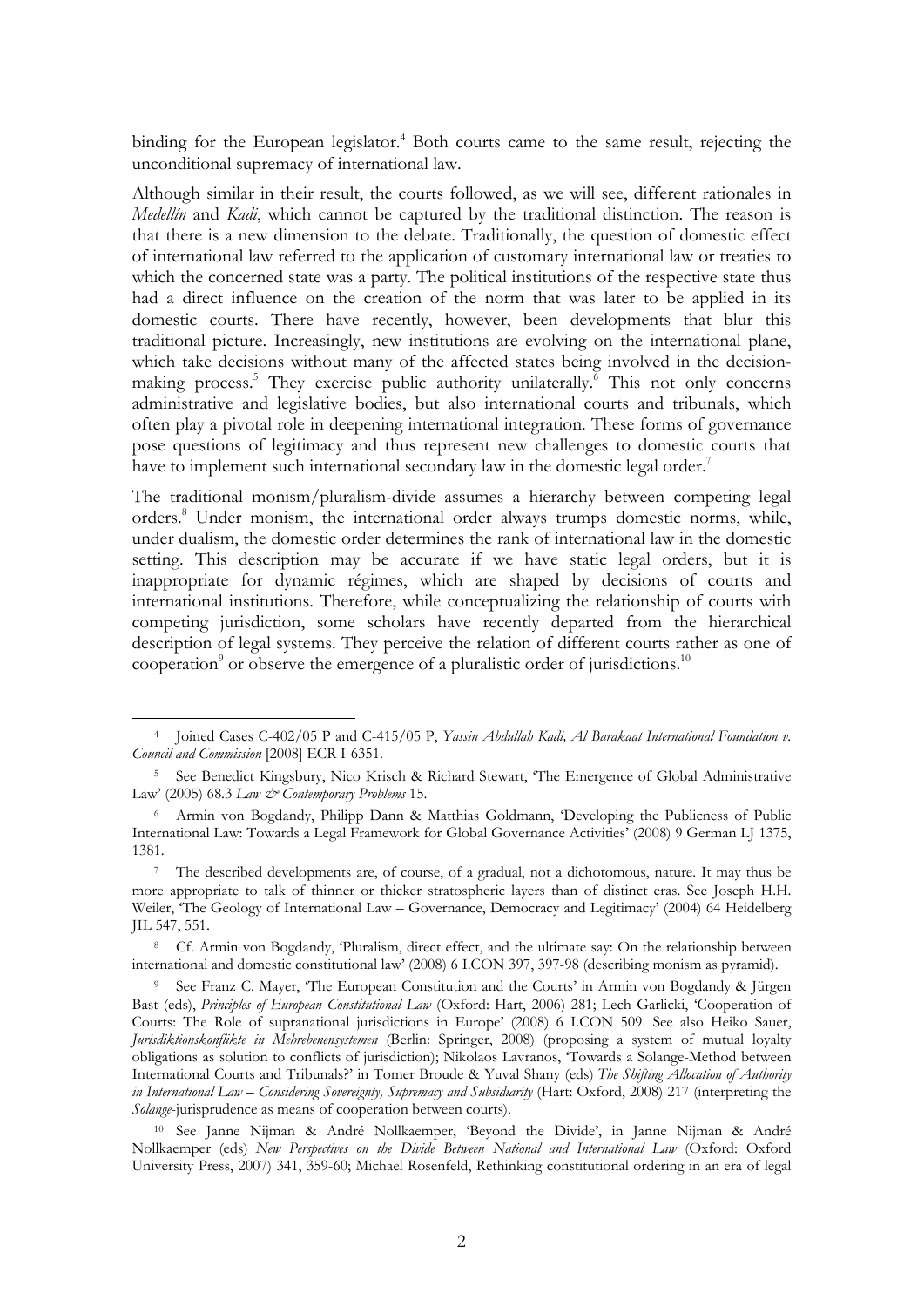binding for the European legislator.[4] Both courts came to the same result, rejecting the unconditional supremacy of international law.

Although similar in their result, the courts followed, as we will see, different rationales in *Medellín* and *Kadi*, which cannot be captured by the traditional distinction. The reason is that there is a new dimension to the debate. Traditionally, the question of domestic effect of international law referred to the application of customary international law or treaties to which the concerned state was a party. The political institutions of the respective state thus had a direct influence on the creation of the norm that was later to be applied in its domestic courts. There have recently, however, been developments that blur this traditional picture. Increasingly, new institutions are evolving on the international plane, which take decisions without many of the affected states being involved in the decision-making process.[5] They exercise public authority unilaterally.[6] This not only concerns administrative and legislative bodies, but also international courts and tribunals, which often play a pivotal role in deepening international integration. These forms of governance pose questions of legitimacy and thus represent new challenges to domestic courts that have to implement such international secondary law in the domestic legal order.[7]

The traditional monism/pluralism-divide assumes a hierarchy between competing legal orders.[8] Under monism, the international order always trumps domestic norms, while, under dualism, the domestic order determines the rank of international law in the domestic setting. This description may be accurate if we have static legal orders, but it is inappropriate for dynamic régimes, which are shaped by decisions of courts and international institutions. Therefore, while conceptualizing the relationship of courts with competing jurisdiction, some scholars have recently departed from the hierarchical description of legal systems. They perceive the relation of different courts rather as one of cooperation[9] or observe the emergence of a pluralistic order of jurisdictions.[10]

---

[4] Joined Cases C-402/05 P and C-415/05 P, *Yassin Abdullah Kadi, Al Barakaat International Foundation v. Council and Commission* [2008] ECR I-6351.

[5] See Benedict Kingsbury, Nico Krisch & Richard Stewart, 'The Emergence of Global Administrative Law' (2005) 68.3 *Law & Contemporary Problems* 15.

[6] Armin von Bogdandy, Philipp Dann & Matthias Goldmann, 'Developing the Publicness of Public International Law: Towards a Legal Framework for Global Governance Activities' (2008) 9 German LJ 1375, 1381.

[7] The described developments are, of course, of a gradual, not a dichotomous, nature. It may thus be more appropriate to talk of thinner or thicker stratospheric layers than of distinct eras. See Joseph H.H. Weiler, 'The Geology of International Law – Governance, Democracy and Legitimacy' (2004) 64 Heidelberg JIL 547, 551.

[8] Cf. Armin von Bogdandy, 'Pluralism, direct effect, and the ultimate say: On the relationship between international and domestic constitutional law' (2008) 6 I.CON 397, 397-98 (describing monism as pyramid).

[9] See Franz C. Mayer, 'The European Constitution and the Courts' in Armin von Bogdandy & Jürgen Bast (eds), *Principles of European Constitutional Law* (Oxford: Hart, 2006) 281; Lech Garlicki, 'Cooperation of Courts: The Role of supranational jurisdictions in Europe' (2008) 6 I.CON 509. See also Heiko Sauer, *Jurisdiktionskonflikte in Mehrebenensystemen* (Berlin: Springer, 2008) (proposing a system of mutual loyalty obligations as solution to conflicts of jurisdiction); Nikolaos Lavranos, 'Towards a Solange-Method between International Courts and Tribunals?' in Tomer Broude & Yuval Shany (eds) *The Shifting Allocation of Authority in International Law – Considering Sovereignty, Supremacy and Subsidiarity* (Hart: Oxford, 2008) 217 (interpreting the *Solange*-jurisprudence as means of cooperation between courts).

[10] See Janne Nijman & André Nollkaemper, 'Beyond the Divide', in Janne Nijman & André Nollkaemper (eds) *New Perspectives on the Divide Between National and International Law* (Oxford: Oxford University Press, 2007) 341, 359-60; Michael Rosenfeld, Rethinking constitutional ordering in an era of legal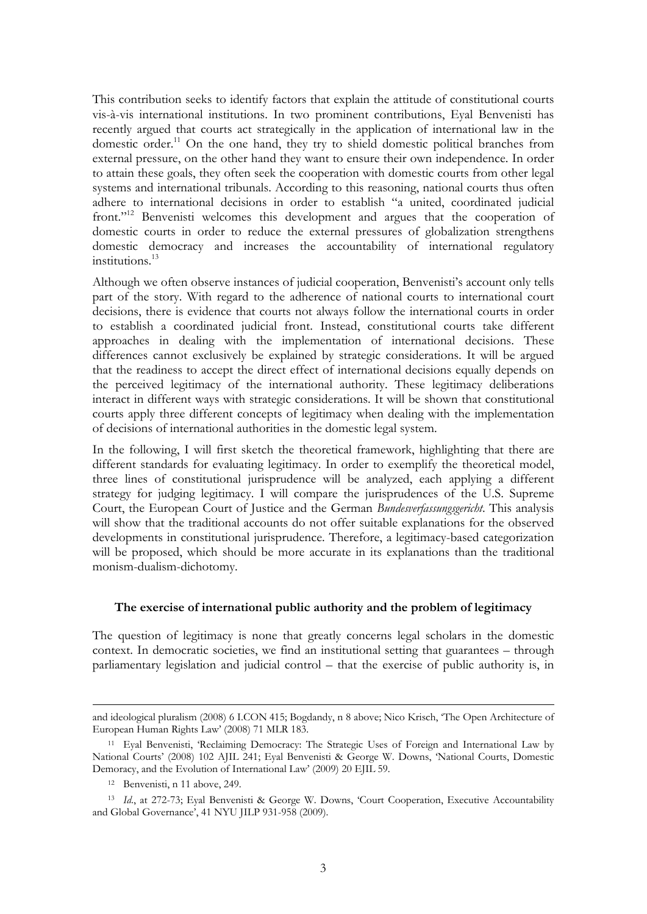This contribution seeks to identify factors that explain the attitude of constitutional courts vis-à-vis international institutions. In two prominent contributions, Eyal Benvenisti has recently argued that courts act strategically in the application of international law in the domestic order.[11] On the one hand, they try to shield domestic political branches from external pressure, on the other hand they want to ensure their own independence. In order to attain these goals, they often seek the cooperation with domestic courts from other legal systems and international tribunals. According to this reasoning, national courts thus often adhere to international decisions in order to establish "a united, coordinated judicial front."[12] Benvenisti welcomes this development and argues that the cooperation of domestic courts in order to reduce the external pressures of globalization strengthens domestic democracy and increases the accountability of international regulatory institutions.[13]

Although we often observe instances of judicial cooperation, Benvenisti's account only tells part of the story. With regard to the adherence of national courts to international court decisions, there is evidence that courts not always follow the international courts in order to establish a coordinated judicial front. Instead, constitutional courts take different approaches in dealing with the implementation of international decisions. These differences cannot exclusively be explained by strategic considerations. It will be argued that the readiness to accept the direct effect of international decisions equally depends on the perceived legitimacy of the international authority. These legitimacy deliberations interact in different ways with strategic considerations. It will be shown that constitutional courts apply three different concepts of legitimacy when dealing with the implementation of decisions of international authorities in the domestic legal system.

In the following, I will first sketch the theoretical framework, highlighting that there are different standards for evaluating legitimacy. In order to exemplify the theoretical model, three lines of constitutional jurisprudence will be analyzed, each applying a different strategy for judging legitimacy. I will compare the jurisprudences of the U.S. Supreme Court, the European Court of Justice and the German *Bundesverfassungsgericht*. This analysis will show that the traditional accounts do not offer suitable explanations for the observed developments in constitutional jurisprudence. Therefore, a legitimacy-based categorization will be proposed, which should be more accurate in its explanations than the traditional monism-dualism-dichotomy.

## The exercise of international public authority and the problem of legitimacy

The question of legitimacy is none that greatly concerns legal scholars in the domestic context. In democratic societies, we find an institutional setting that guarantees – through parliamentary legislation and judicial control – that the exercise of public authority is, in

---

and ideological pluralism (2008) 6 I.CON 415; Bogdandy, n 8 above; Nico Krisch, 'The Open Architecture of European Human Rights Law' (2008) 71 MLR 183.

[11] Eyal Benvenisti, 'Reclaiming Democracy: The Strategic Uses of Foreign and International Law by National Courts' (2008) 102 AJIL 241; Eyal Benvenisti & George W. Downs, 'National Courts, Domestic Democracy, and the Evolution of International Law' (2009) 20 EJIL 59.

[12] Benvenisti, n 11 above, 249.

[13] *Id.*, at 272-73; Eyal Benvenisti & George W. Downs, 'Court Cooperation, Executive Accountability and Global Governance', 41 NYU JILP 931-958 (2009).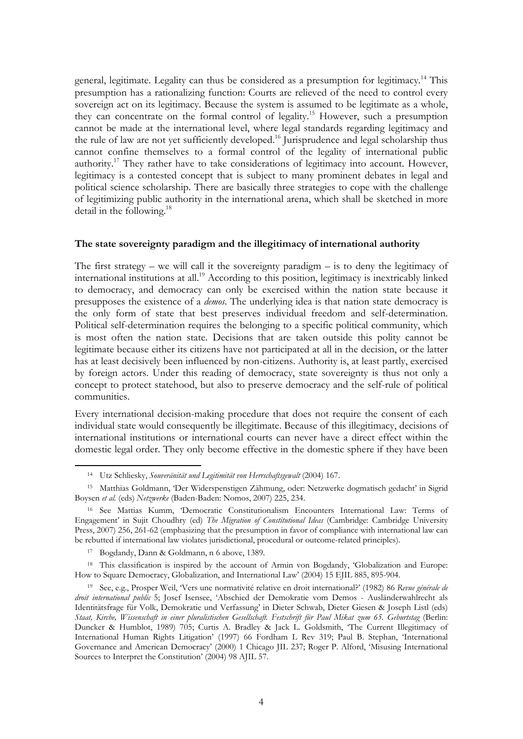general, legitimate. Legality can thus be considered as a presumption for legitimacy.[14] This presumption has a rationalizing function: Courts are relieved of the need to control every sovereign act on its legitimacy. Because the system is assumed to be legitimate as a whole, they can concentrate on the formal control of legality.[15] However, such a presumption cannot be made at the international level, where legal standards regarding legitimacy and the rule of law are not yet sufficiently developed.[16] Jurisprudence and legal scholarship thus cannot confine themselves to a formal control of the legality of international public authority.[17] They rather have to take considerations of legitimacy into account. However, legitimacy is a contested concept that is subject to many prominent debates in legal and political science scholarship. There are basically three strategies to cope with the challenge of legitimizing public authority in the international arena, which shall be sketched in more detail in the following.[18]

**The state sovereignty paradigm and the illegitimacy of international authority**

The first strategy – we will call it the sovereignty paradigm – is to deny the legitimacy of international institutions at all.[19] According to this position, legitimacy is inextricably linked to democracy, and democracy can only be exercised within the nation state because it presupposes the existence of a *demos*. The underlying idea is that nation state democracy is the only form of state that best preserves individual freedom and self-determination. Political self-determination requires the belonging to a specific political community, which is most often the nation state. Decisions that are taken outside this polity cannot be legitimate because either its citizens have not participated at all in the decision, or the latter has at least decisively been influenced by non-citizens. Authority is, at least partly, exercised by foreign actors. Under this reading of democracy, state sovereignty is thus not only a concept to protect statehood, but also to preserve democracy and the self-rule of political communities.

Every international decision-making procedure that does not require the consent of each individual state would consequently be illegitimate. Because of this illegitimacy, decisions of international institutions or international courts can never have a direct effect within the domestic legal order. They only become effective in the domestic sphere if they have been

---

[14] Utz Schliesky, *Souveränität und Legitimität von Herrschaftsgewalt* (2004) 167.

[15] Matthias Goldmann, 'Der Widerspenstigen Zähmung, oder: Netzwerke dogmatisch gedacht' in Sigrid Boysen *et al.* (eds) *Netzwerke* (Baden-Baden: Nomos, 2007) 225, 234.

[16] See Mattias Kumm, 'Democratic Constitutionalism Encounters International Law: Terms of Engagement' in Sujit Choudhry (ed) *The Migration of Constitutional Ideas* (Cambridge: Cambridge University Press, 2007) 256, 261-62 (emphasizing that the presumption in favor of compliance with international law can be rebutted if international law violates jurisdictional, procedural or outcome-related principles).

[17] Bogdandy, Dann & Goldmann, n 6 above, 1389.

[18] This classification is inspired by the account of Armin von Bogdandy, 'Globalization and Europe: How to Square Democracy, Globalization, and International Law' (2004) 15 EJIL 885, 895-904.

[19] See, e.g., Prosper Weil, 'Vers une normativité relative en droit international?' (1982) 86 *Revue générale de droit international public* 5; Josef Isensee, 'Abschied der Demokratie vom Demos - Ausländerwahlrecht als Identitätsfrage für Volk, Demokratie und Verfassung' in Dieter Schwab, Dieter Giesen & Joseph Listl (eds) *Staat, Kirche, Wissenschaft in einer pluralistischen Gesellschaft. Festschrift für Paul Mikat zum 65. Geburtstag* (Berlin: Duncker & Humblot, 1989) 705; Curtis A. Bradley & Jack L. Goldsmith, 'The Current Illegitimacy of International Human Rights Litigation' (1997) 66 Fordham L Rev 319; Paul B. Stephan, 'International Governance and American Democracy' (2000) 1 Chicago JIL 237; Roger P. Alford, 'Misusing International Sources to Interpret the Constitution' (2004) 98 AJIL 57.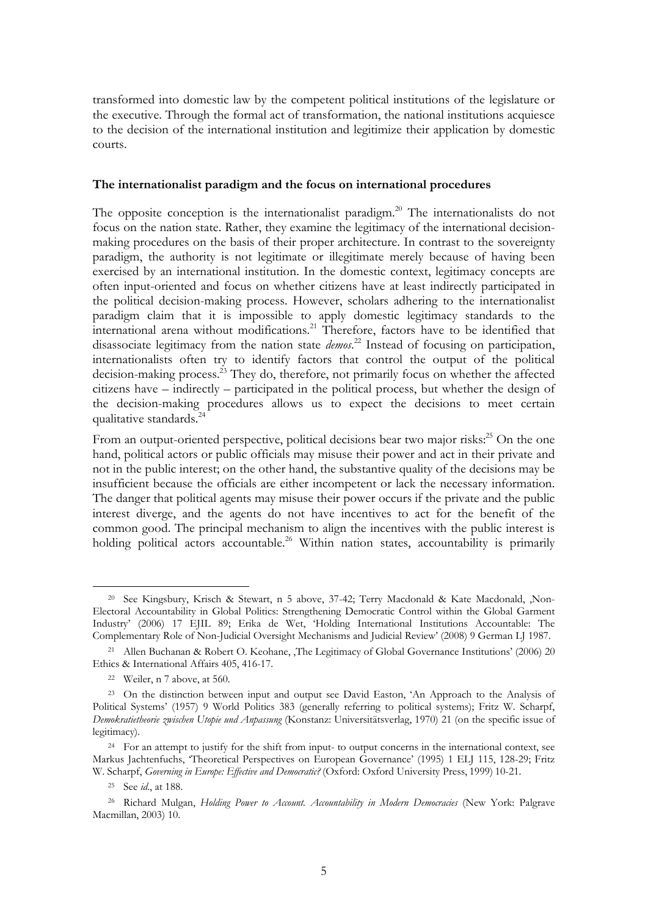transformed into domestic law by the competent political institutions of the legislature or the executive. Through the formal act of transformation, the national institutions acquiesce to the decision of the international institution and legitimize their application by domestic courts.

**The internationalist paradigm and the focus on international procedures**

The opposite conception is the internationalist paradigm.[20] The internationalists do not focus on the nation state. Rather, they examine the legitimacy of the international decision-making procedures on the basis of their proper architecture. In contrast to the sovereignty paradigm, the authority is not legitimate or illegitimate merely because of having been exercised by an international institution. In the domestic context, legitimacy concepts are often input-oriented and focus on whether citizens have at least indirectly participated in the political decision-making process. However, scholars adhering to the internationalist paradigm claim that it is impossible to apply domestic legitimacy standards to the international arena without modifications.[21] Therefore, factors have to be identified that disassociate legitimacy from the nation state *demos*.[22] Instead of focusing on participation, internationalists often try to identify factors that control the output of the political decision-making process.[23] They do, therefore, not primarily focus on whether the affected citizens have – indirectly – participated in the political process, but whether the design of the decision-making procedures allows us to expect the decisions to meet certain qualitative standards.[24]

From an output-oriented perspective, political decisions bear two major risks:[25] On the one hand, political actors or public officials may misuse their power and act in their private and not in the public interest; on the other hand, the substantive quality of the decisions may be insufficient because the officials are either incompetent or lack the necessary information. The danger that political agents may misuse their power occurs if the private and the public interest diverge, and the agents do not have incentives to act for the benefit of the common good. The principal mechanism to align the incentives with the public interest is holding political actors accountable.[26] Within nation states, accountability is primarily

---

[20] See Kingsbury, Krisch & Stewart, n 5 above, 37-42; Terry Macdonald & Kate Macdonald, ,Non-Electoral Accountability in Global Politics: Strengthening Democratic Control within the Global Garment Industry' (2006) 17 EJIL 89; Erika de Wet, 'Holding International Institutions Accountable: The Complementary Role of Non-Judicial Oversight Mechanisms and Judicial Review' (2008) 9 German LJ 1987.

[21] Allen Buchanan & Robert O. Keohane, ,The Legitimacy of Global Governance Institutions' (2006) 20 Ethics & International Affairs 405, 416-17.

[22] Weiler, n 7 above, at 560.

[23] On the distinction between input and output see David Easton, 'An Approach to the Analysis of Political Systems' (1957) 9 World Politics 383 (generally referring to political systems); Fritz W. Scharpf, *Demokratietheorie zwischen Utopie und Anpassung* (Konstanz: Universitätsverlag, 1970) 21 (on the specific issue of legitimacy).

[24] For an attempt to justify for the shift from input- to output concerns in the international context, see Markus Jachtenfuchs, 'Theoretical Perspectives on European Governance' (1995) 1 ELJ 115, 128-29; Fritz W. Scharpf, *Governing in Europe: Effective and Democratic?* (Oxford: Oxford University Press, 1999) 10-21.

[25] See *id.*, at 188.

[26] Richard Mulgan, *Holding Power to Account. Accountability in Modern Democracies* (New York: Palgrave Macmillan, 2003) 10.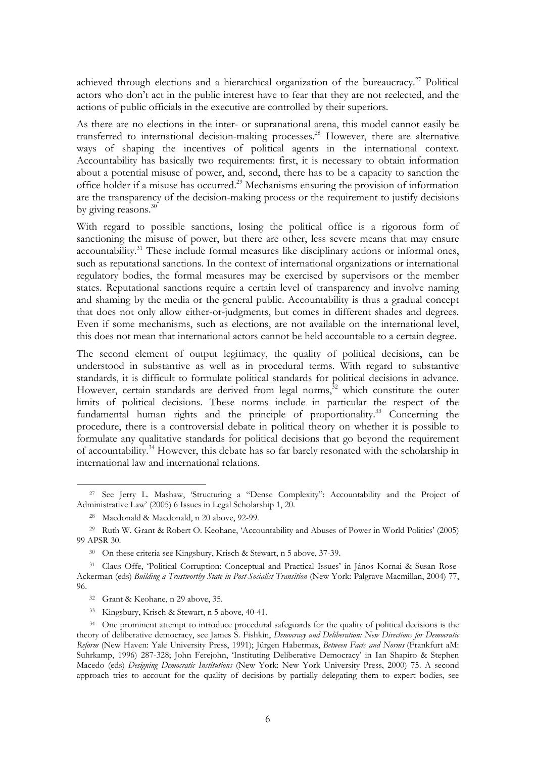achieved through elections and a hierarchical organization of the bureaucracy.[27] Political actors who don't act in the public interest have to fear that they are not reelected, and the actions of public officials in the executive are controlled by their superiors.

As there are no elections in the inter- or supranational arena, this model cannot easily be transferred to international decision-making processes.[28] However, there are alternative ways of shaping the incentives of political agents in the international context. Accountability has basically two requirements: first, it is necessary to obtain information about a potential misuse of power, and, second, there has to be a capacity to sanction the office holder if a misuse has occurred.[29] Mechanisms ensuring the provision of information are the transparency of the decision-making process or the requirement to justify decisions by giving reasons.[30]

With regard to possible sanctions, losing the political office is a rigorous form of sanctioning the misuse of power, but there are other, less severe means that may ensure accountability.[31] These include formal measures like disciplinary actions or informal ones, such as reputational sanctions. In the context of international organizations or international regulatory bodies, the formal measures may be exercised by supervisors or the member states. Reputational sanctions require a certain level of transparency and involve naming and shaming by the media or the general public. Accountability is thus a gradual concept that does not only allow either-or-judgments, but comes in different shades and degrees. Even if some mechanisms, such as elections, are not available on the international level, this does not mean that international actors cannot be held accountable to a certain degree.

The second element of output legitimacy, the quality of political decisions, can be understood in substantive as well as in procedural terms. With regard to substantive standards, it is difficult to formulate political standards for political decisions in advance. However, certain standards are derived from legal norms,[32] which constitute the outer limits of political decisions. These norms include in particular the respect of the fundamental human rights and the principle of proportionality.[33] Concerning the procedure, there is a controversial debate in political theory on whether it is possible to formulate any qualitative standards for political decisions that go beyond the requirement of accountability.[34] However, this debate has so far barely resonated with the scholarship in international law and international relations.

---

[27] See Jerry L. Mashaw, 'Structuring a "Dense Complexity": Accountability and the Project of Administrative Law' (2005) 6 Issues in Legal Scholarship 1, 20.

[28] Macdonald & Macdonald, n 20 above, 92-99.

[29] Ruth W. Grant & Robert O. Keohane, 'Accountability and Abuses of Power in World Politics' (2005) 99 APSR 30.

[30] On these criteria see Kingsbury, Krisch & Stewart, n 5 above, 37-39.

[31] Claus Offe, 'Political Corruption: Conceptual and Practical Issues' in János Kornai & Susan Rose-Ackerman (eds) *Building a Trustworthy State in Post-Socialist Transition* (New York: Palgrave Macmillan, 2004) 77, 96.

[32] Grant & Keohane, n 29 above, 35.

[33] Kingsbury, Krisch & Stewart, n 5 above, 40-41.

[34] One prominent attempt to introduce procedural safeguards for the quality of political decisions is the theory of deliberative democracy, see James S. Fishkin, *Democracy and Deliberation: New Directions for Democratic Reform* (New Haven: Yale University Press, 1991); Jürgen Habermas, *Between Facts and Norms* (Frankfurt aM: Suhrkamp, 1996) 287-328; John Ferejohn, 'Instituting Deliberative Democracy' in Ian Shapiro & Stephen Macedo (eds) *Designing Democratic Institutions* (New York: New York University Press, 2000) 75. A second approach tries to account for the quality of decisions by partially delegating them to expert bodies, see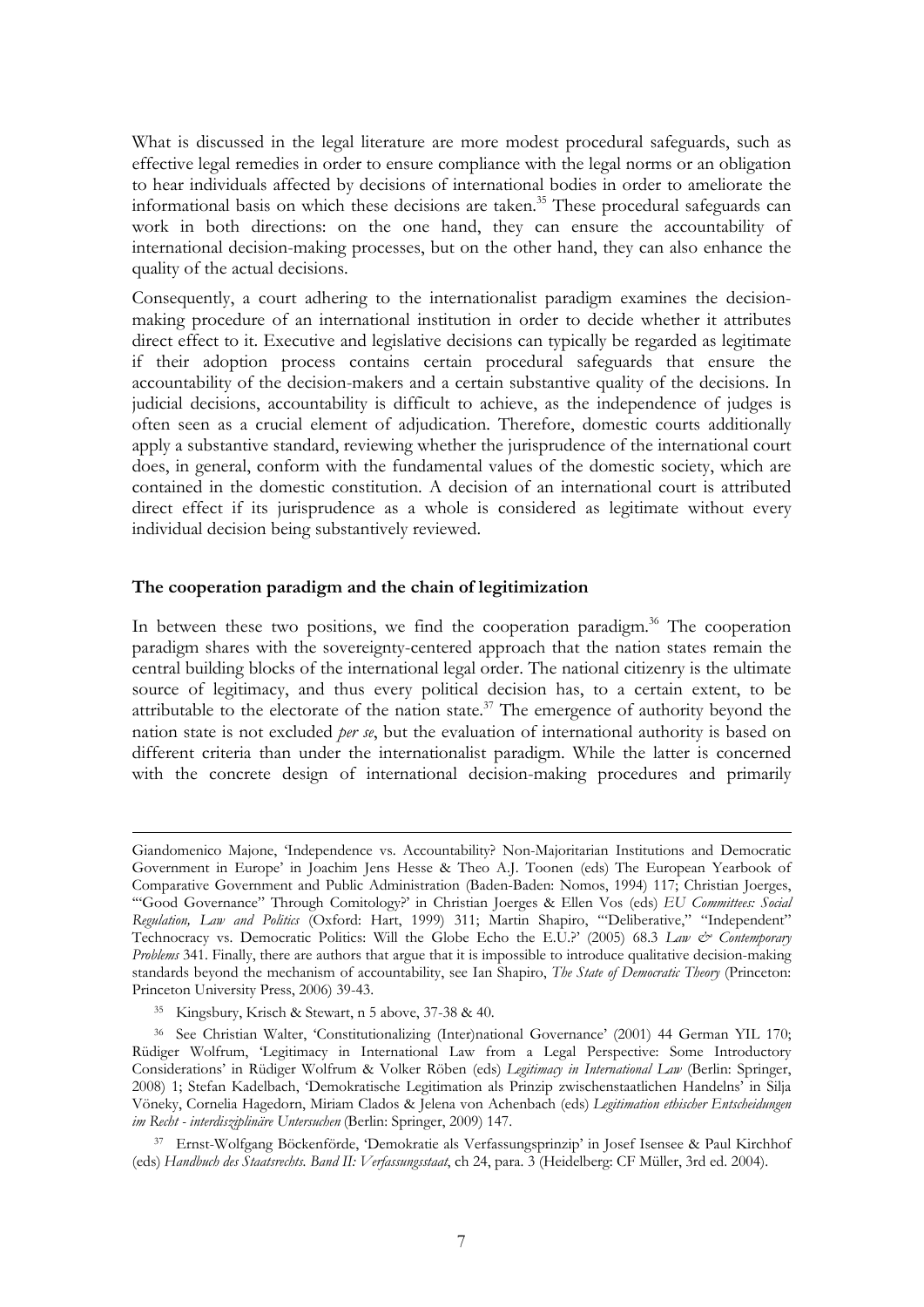What is discussed in the legal literature are more modest procedural safeguards, such as effective legal remedies in order to ensure compliance with the legal norms or an obligation to hear individuals affected by decisions of international bodies in order to ameliorate the informational basis on which these decisions are taken.[35] These procedural safeguards can work in both directions: on the one hand, they can ensure the accountability of international decision-making processes, but on the other hand, they can also enhance the quality of the actual decisions.

Consequently, a court adhering to the internationalist paradigm examines the decision-making procedure of an international institution in order to decide whether it attributes direct effect to it. Executive and legislative decisions can typically be regarded as legitimate if their adoption process contains certain procedural safeguards that ensure the accountability of the decision-makers and a certain substantive quality of the decisions. In judicial decisions, accountability is difficult to achieve, as the independence of judges is often seen as a crucial element of adjudication. Therefore, domestic courts additionally apply a substantive standard, reviewing whether the jurisprudence of the international court does, in general, conform with the fundamental values of the domestic society, which are contained in the domestic constitution. A decision of an international court is attributed direct effect if its jurisprudence as a whole is considered as legitimate without every individual decision being substantively reviewed.

**The cooperation paradigm and the chain of legitimization**

In between these two positions, we find the cooperation paradigm.[36] The cooperation paradigm shares with the sovereignty-centered approach that the nation states remain the central building blocks of the international legal order. The national citizenry is the ultimate source of legitimacy, and thus every political decision has, to a certain extent, to be attributable to the electorate of the nation state.[37] The emergence of authority beyond the nation state is not excluded *per se*, but the evaluation of international authority is based on different criteria than under the internationalist paradigm. While the latter is concerned with the concrete design of international decision-making procedures and primarily

---

Giandomenico Majone, 'Independence vs. Accountability? Non-Majoritarian Institutions and Democratic Government in Europe' in Joachim Jens Hesse & Theo A.J. Toonen (eds) The European Yearbook of Comparative Government and Public Administration (Baden-Baden: Nomos, 1994) 117; Christian Joerges, '"Good Governance" Through Comitology?' in Christian Joerges & Ellen Vos (eds) *EU Committees: Social Regulation, Law and Politics* (Oxford: Hart, 1999) 311; Martin Shapiro, '"Deliberative," "Independent" Technocracy vs. Democratic Politics: Will the Globe Echo the E.U.?' (2005) 68.3 *Law & Contemporary Problems* 341. Finally, there are authors that argue that it is impossible to introduce qualitative decision-making standards beyond the mechanism of accountability, see Ian Shapiro, *The State of Democratic Theory* (Princeton: Princeton University Press, 2006) 39-43.

[35] Kingsbury, Krisch & Stewart, n 5 above, 37-38 & 40.

[36] See Christian Walter, 'Constitutionalizing (Inter)national Governance' (2001) 44 German YIL 170; Rüdiger Wolfrum, 'Legitimacy in International Law from a Legal Perspective: Some Introductory Considerations' in Rüdiger Wolfrum & Volker Röben (eds) *Legitimacy in International Law* (Berlin: Springer, 2008) 1; Stefan Kadelbach, 'Demokratische Legitimation als Prinzip zwischenstaatlichen Handelns' in Silja Vöneky, Cornelia Hagedorn, Miriam Clados & Jelena von Achenbach (eds) *Legitimation ethischer Entscheidungen im Recht - interdisziplinäre Untersuchen* (Berlin: Springer, 2009) 147.

[37] Ernst-Wolfgang Böckenförde, 'Demokratie als Verfassungsprinzip' in Josef Isensee & Paul Kirchhof (eds) *Handbuch des Staatsrechts. Band II: Verfassungsstaat*, ch 24, para. 3 (Heidelberg: CF Müller, 3rd ed. 2004).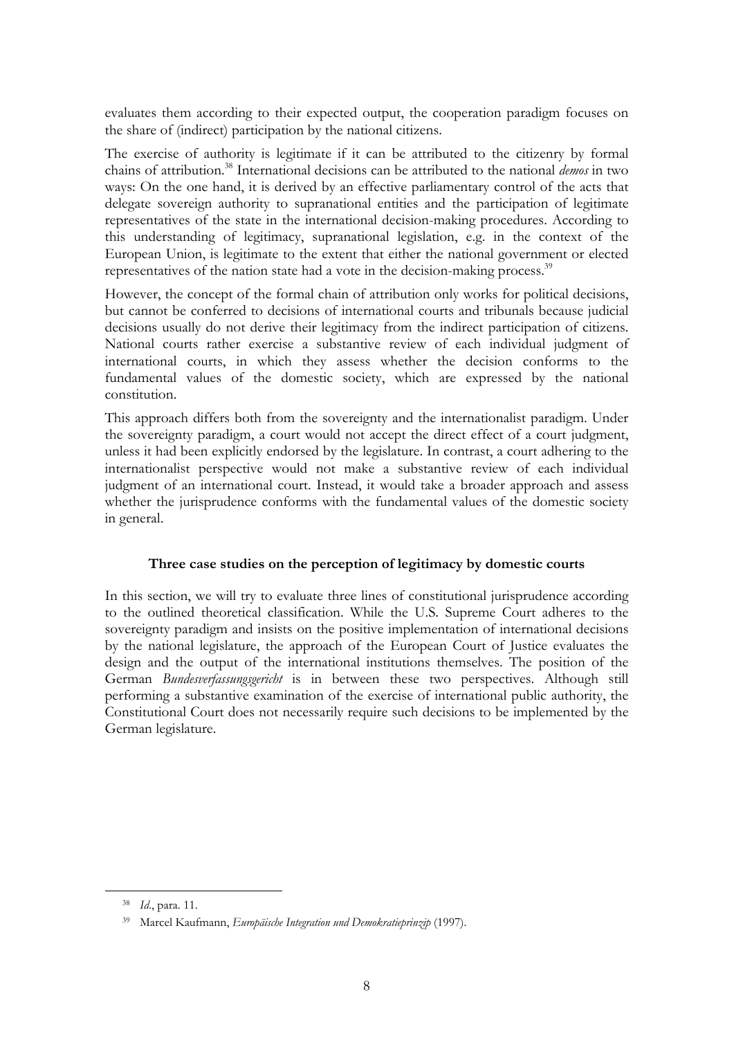evaluates them according to their expected output, the cooperation paradigm focuses on the share of (indirect) participation by the national citizens.

The exercise of authority is legitimate if it can be attributed to the citizenry by formal chains of attribution.[38] International decisions can be attributed to the national *demos* in two ways: On the one hand, it is derived by an effective parliamentary control of the acts that delegate sovereign authority to supranational entities and the participation of legitimate representatives of the state in the international decision-making procedures. According to this understanding of legitimacy, supranational legislation, e.g. in the context of the European Union, is legitimate to the extent that either the national government or elected representatives of the nation state had a vote in the decision-making process.[39]

However, the concept of the formal chain of attribution only works for political decisions, but cannot be conferred to decisions of international courts and tribunals because judicial decisions usually do not derive their legitimacy from the indirect participation of citizens. National courts rather exercise a substantive review of each individual judgment of international courts, in which they assess whether the decision conforms to the fundamental values of the domestic society, which are expressed by the national constitution.

This approach differs both from the sovereignty and the internationalist paradigm. Under the sovereignty paradigm, a court would not accept the direct effect of a court judgment, unless it had been explicitly endorsed by the legislature. In contrast, a court adhering to the internationalist perspective would not make a substantive review of each individual judgment of an international court. Instead, it would take a broader approach and assess whether the jurisprudence conforms with the fundamental values of the domestic society in general.

### Three case studies on the perception of legitimacy by domestic courts

In this section, we will try to evaluate three lines of constitutional jurisprudence according to the outlined theoretical classification. While the U.S. Supreme Court adheres to the sovereignty paradigm and insists on the positive implementation of international decisions by the national legislature, the approach of the European Court of Justice evaluates the design and the output of the international institutions themselves. The position of the German *Bundesverfassungsgericht* is in between these two perspectives. Although still performing a substantive examination of the exercise of international public authority, the Constitutional Court does not necessarily require such decisions to be implemented by the German legislature.

---

[38] *Id.*, para. 11.

[39] Marcel Kaufmann, *Europäische Integration und Demokratieprinzip* (1997).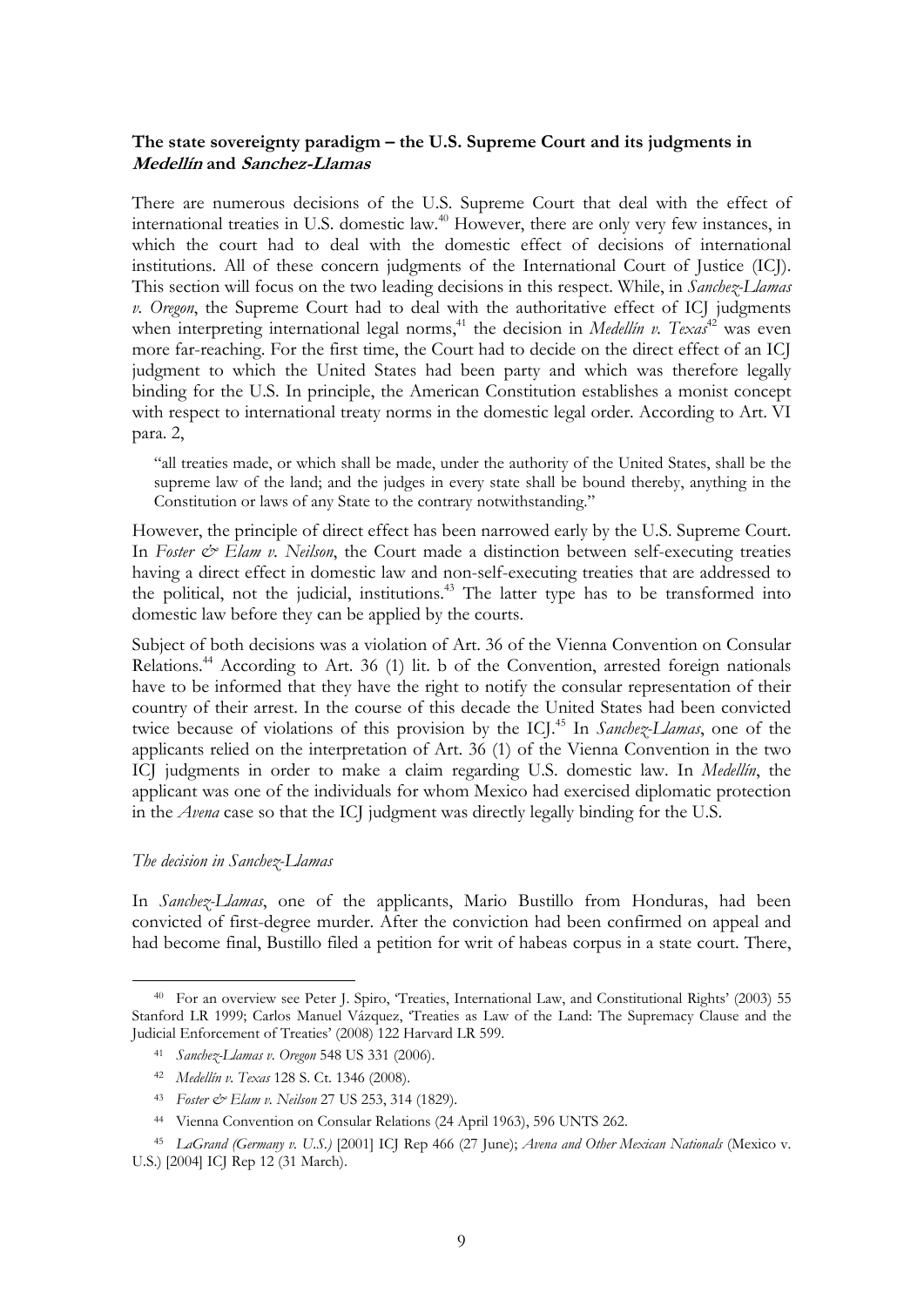### The state sovereignty paradigm – the U.S. Supreme Court and its judgments in *Medellín* and *Sanchez-Llamas*

There are numerous decisions of the U.S. Supreme Court that deal with the effect of international treaties in U.S. domestic law.[40] However, there are only very few instances, in which the court had to deal with the domestic effect of decisions of international institutions. All of these concern judgments of the International Court of Justice (ICJ). This section will focus on the two leading decisions in this respect. While, in *Sanchez-Llamas v. Oregon*, the Supreme Court had to deal with the authoritative effect of ICJ judgments when interpreting international legal norms,[41] the decision in *Medellín v. Texas*[42] was even more far-reaching. For the first time, the Court had to decide on the direct effect of an ICJ judgment to which the United States had been party and which was therefore legally binding for the U.S. In principle, the American Constitution establishes a monist concept with respect to international treaty norms in the domestic legal order. According to Art. VI para. 2,

> "all treaties made, or which shall be made, under the authority of the United States, shall be the supreme law of the land; and the judges in every state shall be bound thereby, anything in the Constitution or laws of any State to the contrary notwithstanding."

However, the principle of direct effect has been narrowed early by the U.S. Supreme Court. In *Foster & Elam v. Neilson*, the Court made a distinction between self-executing treaties having a direct effect in domestic law and non-self-executing treaties that are addressed to the political, not the judicial, institutions.[43] The latter type has to be transformed into domestic law before they can be applied by the courts.

Subject of both decisions was a violation of Art. 36 of the Vienna Convention on Consular Relations.[44] According to Art. 36 (1) lit. b of the Convention, arrested foreign nationals have to be informed that they have the right to notify the consular representation of their country of their arrest. In the course of this decade the United States had been convicted twice because of violations of this provision by the ICJ.[45] In *Sanchez-Llamas*, one of the applicants relied on the interpretation of Art. 36 (1) of the Vienna Convention in the two ICJ judgments in order to make a claim regarding U.S. domestic law. In *Medellín*, the applicant was one of the individuals for whom Mexico had exercised diplomatic protection in the *Avena* case so that the ICJ judgment was directly legally binding for the U.S.

#### *The decision in Sanchez-Llamas*

In *Sanchez-Llamas*, one of the applicants, Mario Bustillo from Honduras, had been convicted of first-degree murder. After the conviction had been confirmed on appeal and had become final, Bustillo filed a petition for writ of habeas corpus in a state court. There,

---

[40] For an overview see Peter J. Spiro, 'Treaties, International Law, and Constitutional Rights' (2003) 55 Stanford LR 1999; Carlos Manuel Vázquez, 'Treaties as Law of the Land: The Supremacy Clause and the Judicial Enforcement of Treaties' (2008) 122 Harvard LR 599.

[41] *Sanchez-Llamas v. Oregon* 548 US 331 (2006).

[42] *Medellín v. Texas* 128 S. Ct. 1346 (2008).

[43] *Foster & Elam v. Neilson* 27 US 253, 314 (1829).

[44] Vienna Convention on Consular Relations (24 April 1963), 596 UNTS 262.

[45] *LaGrand (Germany v. U.S.)* [2001] ICJ Rep 466 (27 June); *Avena and Other Mexican Nationals* (Mexico v. U.S.) [2004] ICJ Rep 12 (31 March).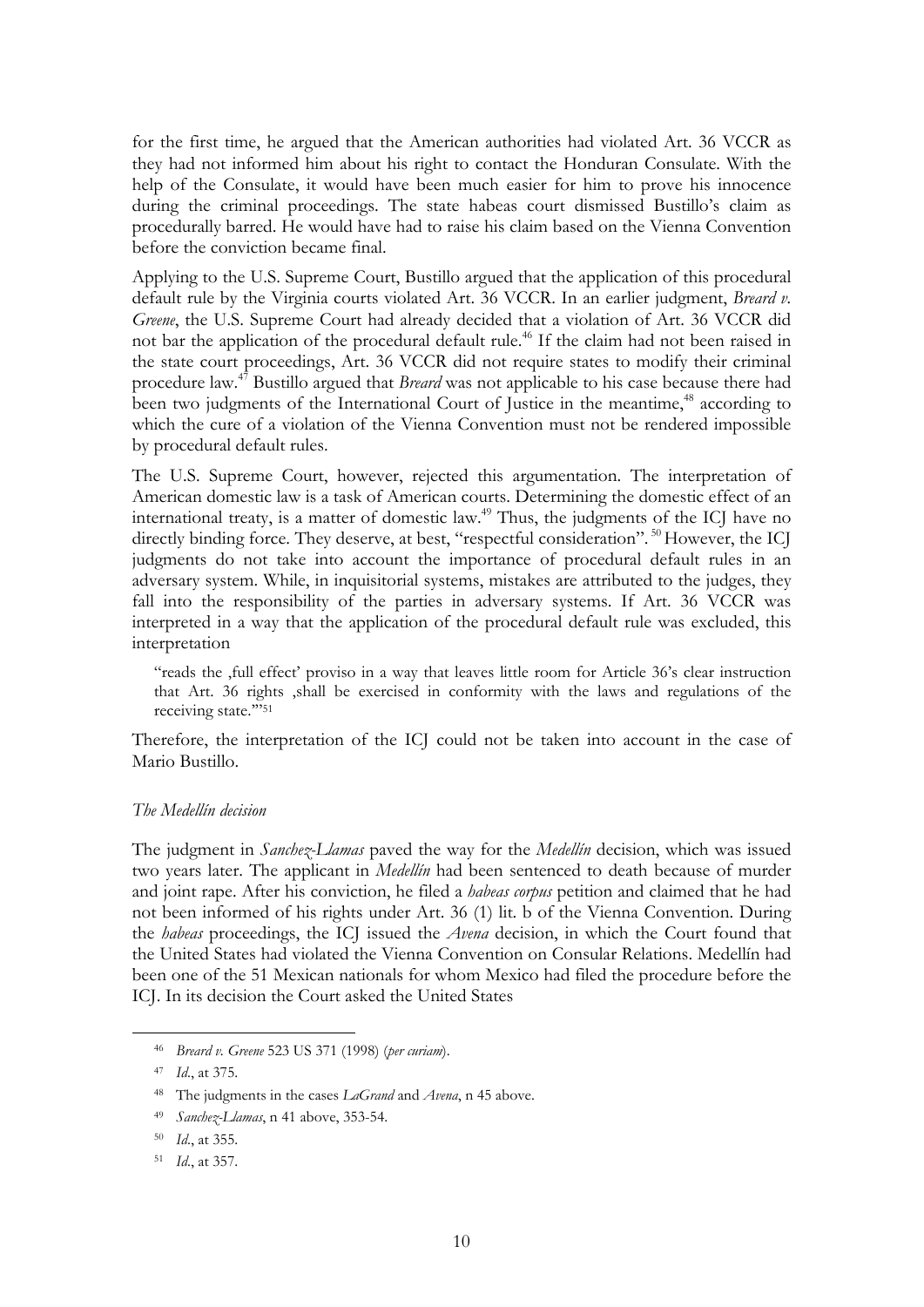for the first time, he argued that the American authorities had violated Art. 36 VCCR as they had not informed him about his right to contact the Honduran Consulate. With the help of the Consulate, it would have been much easier for him to prove his innocence during the criminal proceedings. The state habeas court dismissed Bustillo's claim as procedurally barred. He would have had to raise his claim based on the Vienna Convention before the conviction became final.

Applying to the U.S. Supreme Court, Bustillo argued that the application of this procedural default rule by the Virginia courts violated Art. 36 VCCR. In an earlier judgment, *Breard v. Greene*, the U.S. Supreme Court had already decided that a violation of Art. 36 VCCR did not bar the application of the procedural default rule.[46] If the claim had not been raised in the state court proceedings, Art. 36 VCCR did not require states to modify their criminal procedure law.[47] Bustillo argued that *Breard* was not applicable to his case because there had been two judgments of the International Court of Justice in the meantime,[48] according to which the cure of a violation of the Vienna Convention must not be rendered impossible by procedural default rules.

The U.S. Supreme Court, however, rejected this argumentation. The interpretation of American domestic law is a task of American courts. Determining the domestic effect of an international treaty, is a matter of domestic law.[49] Thus, the judgments of the ICJ have no directly binding force. They deserve, at best, "respectful consideration".[50] However, the ICJ judgments do not take into account the importance of procedural default rules in an adversary system. While, in inquisitorial systems, mistakes are attributed to the judges, they fall into the responsibility of the parties in adversary systems. If Art. 36 VCCR was interpreted in a way that the application of the procedural default rule was excluded, this interpretation

> "reads the ‚full effect' proviso in a way that leaves little room for Article 36's clear instruction that Art. 36 rights ‚shall be exercised in conformity with the laws and regulations of the receiving state.'"[51]

Therefore, the interpretation of the ICJ could not be taken into account in the case of Mario Bustillo.

*The Medellín decision*

The judgment in *Sanchez-Llamas* paved the way for the *Medellín* decision, which was issued two years later. The applicant in *Medellín* had been sentenced to death because of murder and joint rape. After his conviction, he filed a *habeas corpus* petition and claimed that he had not been informed of his rights under Art. 36 (1) lit. b of the Vienna Convention. During the *habeas* proceedings, the ICJ issued the *Avena* decision, in which the Court found that the United States had violated the Vienna Convention on Consular Relations. Medellín had been one of the 51 Mexican nationals for whom Mexico had filed the procedure before the ICJ. In its decision the Court asked the United States

---

[46] *Breard v. Greene* 523 US 371 (1998) (*per curiam*).

[47] *Id.*, at 375.

[48] The judgments in the cases *LaGrand* and *Avena*, n 45 above.

[49] *Sanchez-Llamas*, n 41 above, 353-54.

[50] *Id.*, at 355.

[51] *Id.*, at 357.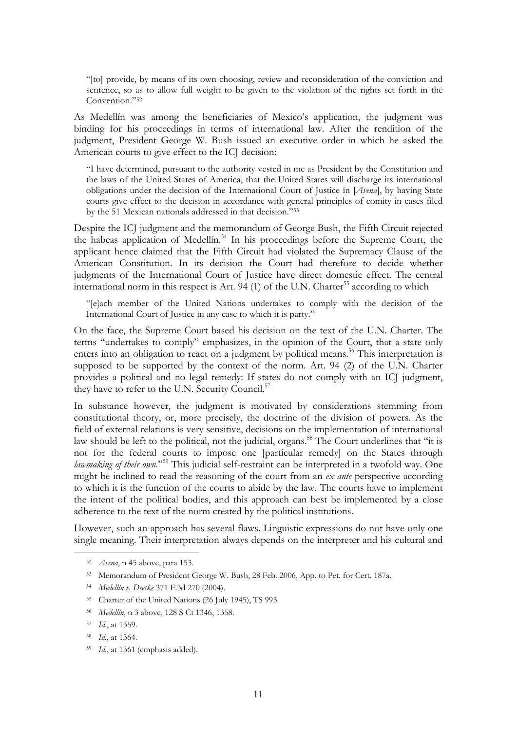> "[to] provide, by means of its own choosing, review and reconsideration of the conviction and sentence, so as to allow full weight to be given to the violation of the rights set forth in the Convention."[52]

As Medellín was among the beneficiaries of Mexico's application, the judgment was binding for his proceedings in terms of international law. After the rendition of the judgment, President George W. Bush issued an executive order in which he asked the American courts to give effect to the ICJ decision:

> "I have determined, pursuant to the authority vested in me as President by the Constitution and the laws of the United States of America, that the United States will discharge its international obligations under the decision of the International Court of Justice in [*Avena*], by having State courts give effect to the decision in accordance with general principles of comity in cases filed by the 51 Mexican nationals addressed in that decision."[53]

Despite the ICJ judgment and the memorandum of George Bush, the Fifth Circuit rejected the habeas application of Medellín.[54] In his proceedings before the Supreme Court, the applicant hence claimed that the Fifth Circuit had violated the Supremacy Clause of the American Constitution. In its decision the Court had therefore to decide whether judgments of the International Court of Justice have direct domestic effect. The central international norm in this respect is Art. 94 (1) of the U.N. Charter[55] according to which

> "[e]ach member of the United Nations undertakes to comply with the decision of the International Court of Justice in any case to which it is party."

On the face, the Supreme Court based his decision on the text of the U.N. Charter. The terms "undertakes to comply" emphasizes, in the opinion of the Court, that a state only enters into an obligation to react on a judgment by political means.[56] This interpretation is supposed to be supported by the context of the norm. Art. 94 (2) of the U.N. Charter provides a political and no legal remedy: If states do not comply with an ICJ judgment, they have to refer to the U.N. Security Council.[57]

In substance however, the judgment is motivated by considerations stemming from constitutional theory, or, more precisely, the doctrine of the division of powers. As the field of external relations is very sensitive, decisions on the implementation of international law should be left to the political, not the judicial, organs.[58] The Court underlines that "it is not for the federal courts to impose one [particular remedy] on the States through *lawmaking of their own*."[59] This judicial self-restraint can be interpreted in a twofold way. One might be inclined to read the reasoning of the court from an *ex ante* perspective according to which it is the function of the courts to abide by the law. The courts have to implement the intent of the political bodies, and this approach can best be implemented by a close adherence to the text of the norm created by the political institutions.

However, such an approach has several flaws. Linguistic expressions do not have only one single meaning. Their interpretation always depends on the interpreter and his cultural and

---

[52] *Avena*, n 45 above, para 153.

[53] Memorandum of President George W. Bush, 28 Feb. 2006, App. to Pet. for Cert. 187a.

[54] *Medellín v. Dretke* 371 F.3d 270 (2004).

[55] Charter of the United Nations (26 July 1945), TS 993.

[56] *Medellín*, n 3 above, 128 S Ct 1346, 1358.

[57] *Id.*, at 1359.

[58] *Id.*, at 1364.

[59] *Id.*, at 1361 (emphasis added).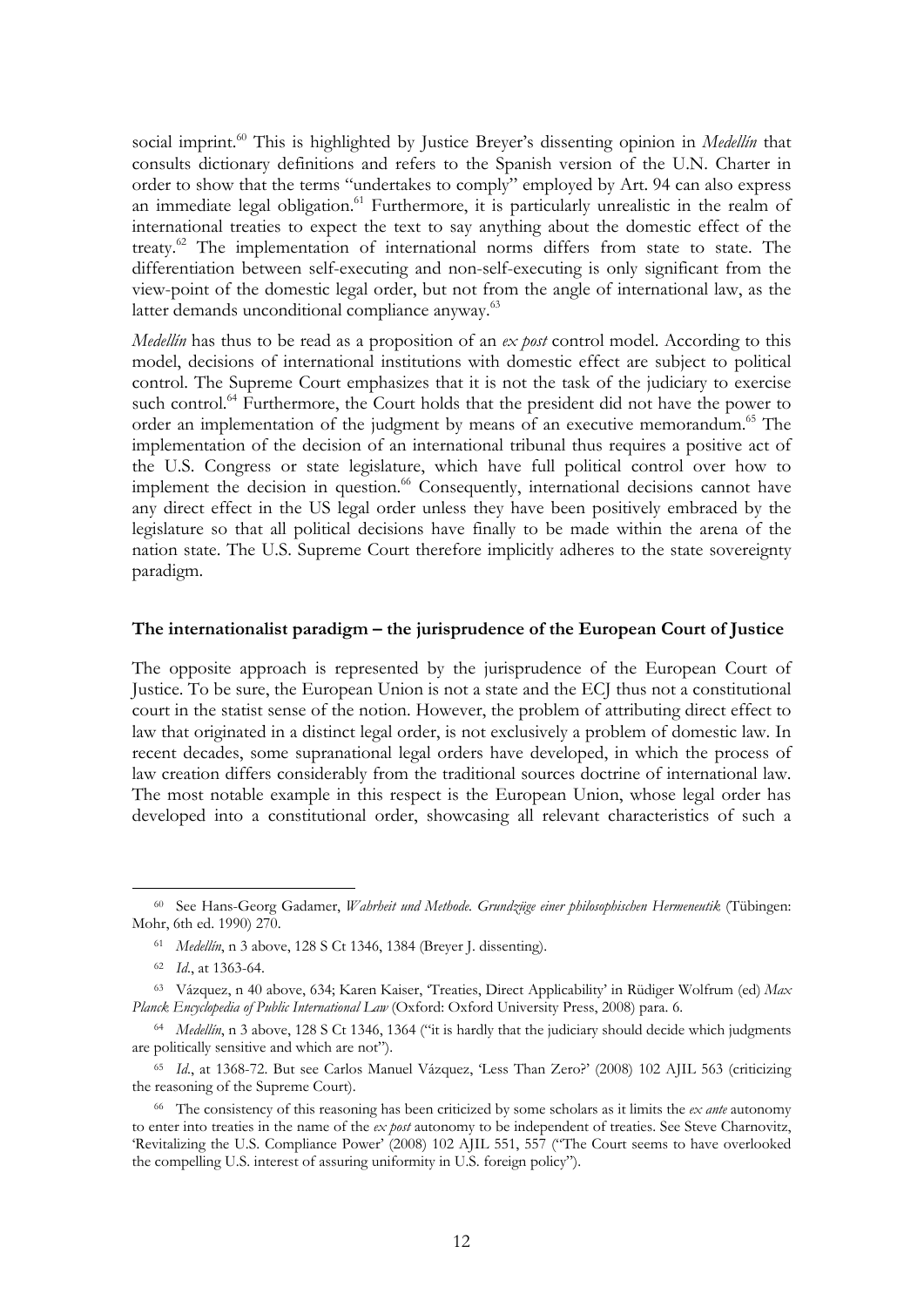social imprint.[60] This is highlighted by Justice Breyer's dissenting opinion in *Medellín* that consults dictionary definitions and refers to the Spanish version of the U.N. Charter in order to show that the terms "undertakes to comply" employed by Art. 94 can also express an immediate legal obligation.[61] Furthermore, it is particularly unrealistic in the realm of international treaties to expect the text to say anything about the domestic effect of the treaty.[62] The implementation of international norms differs from state to state. The differentiation between self-executing and non-self-executing is only significant from the view-point of the domestic legal order, but not from the angle of international law, as the latter demands unconditional compliance anyway.[63]

*Medellín* has thus to be read as a proposition of an *ex post* control model. According to this model, decisions of international institutions with domestic effect are subject to political control. The Supreme Court emphasizes that it is not the task of the judiciary to exercise such control.[64] Furthermore, the Court holds that the president did not have the power to order an implementation of the judgment by means of an executive memorandum.[65] The implementation of the decision of an international tribunal thus requires a positive act of the U.S. Congress or state legislature, which have full political control over how to implement the decision in question.[66] Consequently, international decisions cannot have any direct effect in the US legal order unless they have been positively embraced by the legislature so that all political decisions have finally to be made within the arena of the nation state. The U.S. Supreme Court therefore implicitly adheres to the state sovereignty paradigm.

**The internationalist paradigm – the jurisprudence of the European Court of Justice**

The opposite approach is represented by the jurisprudence of the European Court of Justice. To be sure, the European Union is not a state and the ECJ thus not a constitutional court in the statist sense of the notion. However, the problem of attributing direct effect to law that originated in a distinct legal order, is not exclusively a problem of domestic law. In recent decades, some supranational legal orders have developed, in which the process of law creation differs considerably from the traditional sources doctrine of international law. The most notable example in this respect is the European Union, whose legal order has developed into a constitutional order, showcasing all relevant characteristics of such a

---

[60] See Hans-Georg Gadamer, *Wahrheit und Methode. Grundzüge einer philosophischen Hermeneutik* (Tübingen: Mohr, 6th ed. 1990) 270.

[61] *Medellín*, n 3 above, 128 S Ct 1346, 1384 (Breyer J. dissenting).

[62] *Id.*, at 1363-64.

[63] Vázquez, n 40 above, 634; Karen Kaiser, 'Treaties, Direct Applicability' in Rüdiger Wolfrum (ed) *Max Planck Encyclopedia of Public International Law* (Oxford: Oxford University Press, 2008) para. 6.

[64] *Medellín*, n 3 above, 128 S Ct 1346, 1364 ("it is hardly that the judiciary should decide which judgments are politically sensitive and which are not").

[65] *Id.*, at 1368-72. But see Carlos Manuel Vázquez, 'Less Than Zero?' (2008) 102 AJIL 563 (criticizing the reasoning of the Supreme Court).

[66] The consistency of this reasoning has been criticized by some scholars as it limits the *ex ante* autonomy to enter into treaties in the name of the *ex post* autonomy to be independent of treaties. See Steve Charnovitz, 'Revitalizing the U.S. Compliance Power' (2008) 102 AJIL 551, 557 ("The Court seems to have overlooked the compelling U.S. interest of assuring uniformity in U.S. foreign policy").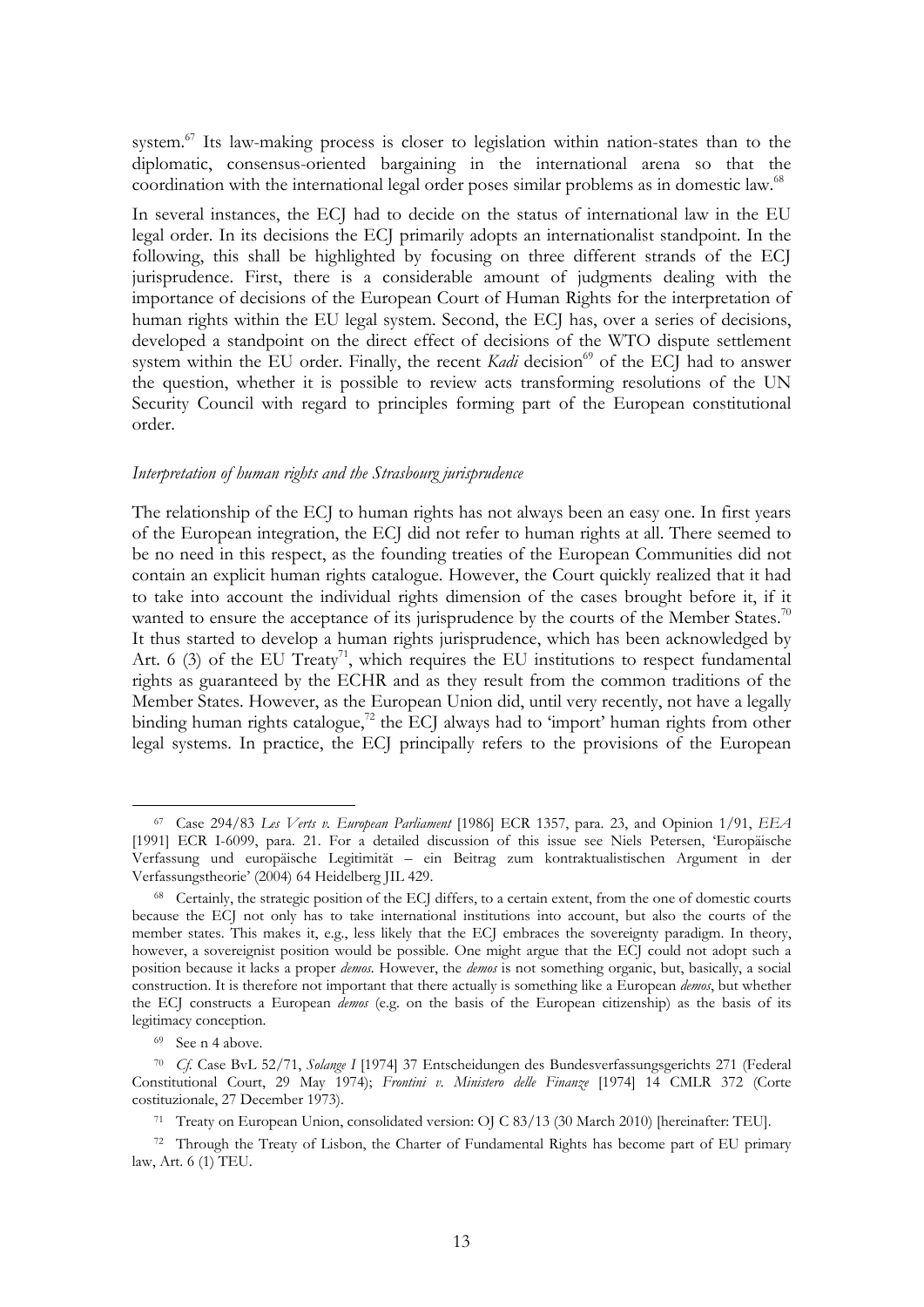system.[67] Its law-making process is closer to legislation within nation-states than to the diplomatic, consensus-oriented bargaining in the international arena so that the coordination with the international legal order poses similar problems as in domestic law.[68]

In several instances, the ECJ had to decide on the status of international law in the EU legal order. In its decisions the ECJ primarily adopts an internationalist standpoint. In the following, this shall be highlighted by focusing on three different strands of the ECJ jurisprudence. First, there is a considerable amount of judgments dealing with the importance of decisions of the European Court of Human Rights for the interpretation of human rights within the EU legal system. Second, the ECJ has, over a series of decisions, developed a standpoint on the direct effect of decisions of the WTO dispute settlement system within the EU order. Finally, the recent *Kadi* decision[69] of the ECJ had to answer the question, whether it is possible to review acts transforming resolutions of the UN Security Council with regard to principles forming part of the European constitutional order.

*Interpretation of human rights and the Strasbourg jurisprudence*

The relationship of the ECJ to human rights has not always been an easy one. In first years of the European integration, the ECJ did not refer to human rights at all. There seemed to be no need in this respect, as the founding treaties of the European Communities did not contain an explicit human rights catalogue. However, the Court quickly realized that it had to take into account the individual rights dimension of the cases brought before it, if it wanted to ensure the acceptance of its jurisprudence by the courts of the Member States.[70] It thus started to develop a human rights jurisprudence, which has been acknowledged by Art. 6 (3) of the EU Treaty[71], which requires the EU institutions to respect fundamental rights as guaranteed by the ECHR and as they result from the common traditions of the Member States. However, as the European Union did, until very recently, not have a legally binding human rights catalogue,[72] the ECJ always had to 'import' human rights from other legal systems. In practice, the ECJ principally refers to the provisions of the European

---

[67] Case 294/83 *Les Verts v. European Parliament* [1986] ECR 1357, para. 23, and Opinion 1/91, *EEA* [1991] ECR I-6099, para. 21. For a detailed discussion of this issue see Niels Petersen, 'Europäische Verfassung und europäische Legitimität – ein Beitrag zum kontraktualistischen Argument in der Verfassungstheorie' (2004) 64 Heidelberg JIL 429.

[68] Certainly, the strategic position of the ECJ differs, to a certain extent, from the one of domestic courts because the ECJ not only has to take international institutions into account, but also the courts of the member states. This makes it, e.g., less likely that the ECJ embraces the sovereignty paradigm. In theory, however, a sovereignist position would be possible. One might argue that the ECJ could not adopt such a position because it lacks a proper *demos*. However, the *demos* is not something organic, but, basically, a social construction. It is therefore not important that there actually is something like a European *demos*, but whether the ECJ constructs a European *demos* (e.g. on the basis of the European citizenship) as the basis of its legitimacy conception.

[69] See n 4 above.

[70] *Cf.* Case BvL 52/71, *Solange I* [1974] 37 Entscheidungen des Bundesverfassungsgerichts 271 (Federal Constitutional Court, 29 May 1974); *Frontini v. Ministero delle Finanze* [1974] 14 CMLR 372 (Corte costituzionale, 27 December 1973).

[71] Treaty on European Union, consolidated version: OJ C 83/13 (30 March 2010) [hereinafter: TEU].

[72] Through the Treaty of Lisbon, the Charter of Fundamental Rights has become part of EU primary law, Art. 6 (1) TEU.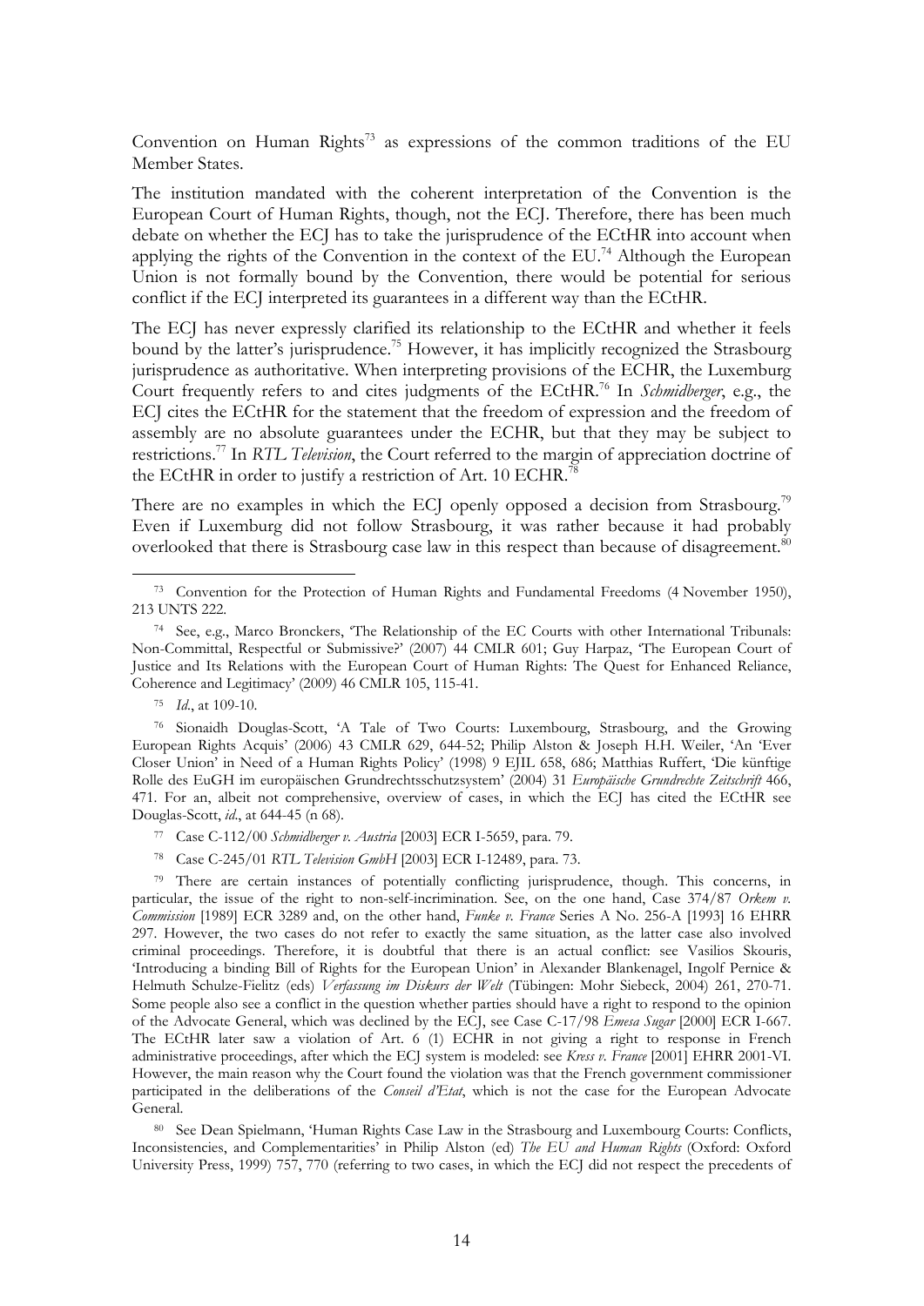Convention on Human Rights[73] as expressions of the common traditions of the EU Member States.

The institution mandated with the coherent interpretation of the Convention is the European Court of Human Rights, though, not the ECJ. Therefore, there has been much debate on whether the ECJ has to take the jurisprudence of the ECtHR into account when applying the rights of the Convention in the context of the EU.[74] Although the European Union is not formally bound by the Convention, there would be potential for serious conflict if the ECJ interpreted its guarantees in a different way than the ECtHR.

The ECJ has never expressly clarified its relationship to the ECtHR and whether it feels bound by the latter's jurisprudence.[75] However, it has implicitly recognized the Strasbourg jurisprudence as authoritative. When interpreting provisions of the ECHR, the Luxemburg Court frequently refers to and cites judgments of the ECtHR.[76] In *Schmidberger*, e.g., the ECJ cites the ECtHR for the statement that the freedom of expression and the freedom of assembly are no absolute guarantees under the ECHR, but that they may be subject to restrictions.[77] In *RTL Television*, the Court referred to the margin of appreciation doctrine of the ECtHR in order to justify a restriction of Art. 10 ECHR.[78]

There are no examples in which the ECJ openly opposed a decision from Strasbourg.[79] Even if Luxemburg did not follow Strasbourg, it was rather because it had probably overlooked that there is Strasbourg case law in this respect than because of disagreement.[80]

---

[73] Convention for the Protection of Human Rights and Fundamental Freedoms (4 November 1950), 213 UNTS 222.

[74] See, e.g., Marco Bronckers, 'The Relationship of the EC Courts with other International Tribunals: Non-Committal, Respectful or Submissive?' (2007) 44 CMLR 601; Guy Harpaz, 'The European Court of Justice and Its Relations with the European Court of Human Rights: The Quest for Enhanced Reliance, Coherence and Legitimacy' (2009) 46 CMLR 105, 115-41.

[75] *Id.*, at 109-10.

[76] Sionaidh Douglas-Scott, 'A Tale of Two Courts: Luxembourg, Strasbourg, and the Growing European Rights Acquis' (2006) 43 CMLR 629, 644-52; Philip Alston & Joseph H.H. Weiler, 'An 'Ever Closer Union' in Need of a Human Rights Policy' (1998) 9 EJIL 658, 686; Matthias Ruffert, 'Die künftige Rolle des EuGH im europäischen Grundrechtsschutzsystem' (2004) 31 *Europäische Grundrechte Zeitschrift* 466, 471. For an, albeit not comprehensive, overview of cases, in which the ECJ has cited the ECtHR see Douglas-Scott, *id.*, at 644-45 (n 68).

[77] Case C-112/00 *Schmidberger v. Austria* [2003] ECR I-5659, para. 79.

[78] Case C-245/01 *RTL Television GmbH* [2003] ECR I-12489, para. 73.

[79] There are certain instances of potentially conflicting jurisprudence, though. This concerns, in particular, the issue of the right to non-self-incrimination. See, on the one hand, Case 374/87 *Orkem v. Commission* [1989] ECR 3289 and, on the other hand, *Funke v. France* Series A No. 256-A [1993] 16 EHRR 297. However, the two cases do not refer to exactly the same situation, as the latter case also involved criminal proceedings. Therefore, it is doubtful that there is an actual conflict: see Vasilios Skouris, 'Introducing a binding Bill of Rights for the European Union' in Alexander Blankenagel, Ingolf Pernice & Helmuth Schulze-Fielitz (eds) *Verfassung im Diskurs der Welt* (Tübingen: Mohr Siebeck, 2004) 261, 270-71. Some people also see a conflict in the question whether parties should have a right to respond to the opinion of the Advocate General, which was declined by the ECJ, see Case C-17/98 *Emesa Sugar* [2000] ECR I-667. The ECtHR later saw a violation of Art. 6 (1) ECHR in not giving a right to response in French administrative proceedings, after which the ECJ system is modeled: see *Kress v. France* [2001] EHRR 2001-VI. However, the main reason why the Court found the violation was that the French government commissioner participated in the deliberations of the *Conseil d'Etat*, which is not the case for the European Advocate General.

[80] See Dean Spielmann, 'Human Rights Case Law in the Strasbourg and Luxembourg Courts: Conflicts, Inconsistencies, and Complementarities' in Philip Alston (ed) *The EU and Human Rights* (Oxford: Oxford University Press, 1999) 757, 770 (referring to two cases, in which the ECJ did not respect the precedents of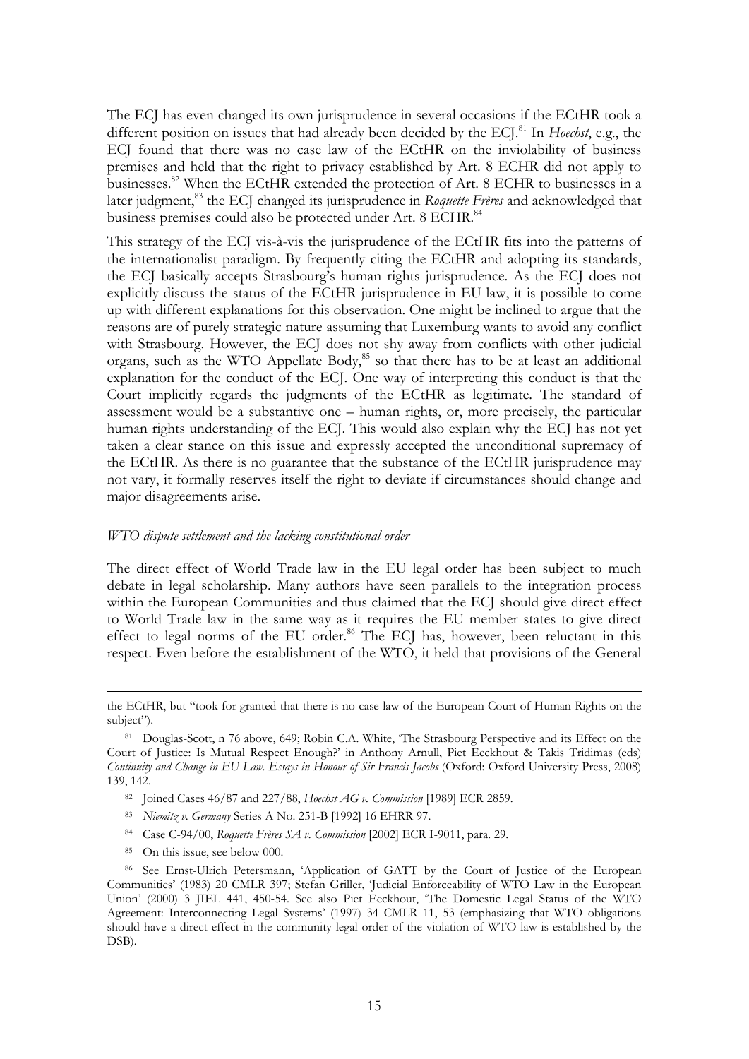The ECJ has even changed its own jurisprudence in several occasions if the ECtHR took a different position on issues that had already been decided by the ECJ.[81] In *Hoechst*, e.g., the ECJ found that there was no case law of the ECtHR on the inviolability of business premises and held that the right to privacy established by Art. 8 ECHR did not apply to businesses.[82] When the ECtHR extended the protection of Art. 8 ECHR to businesses in a later judgment,[83] the ECJ changed its jurisprudence in *Roquette Frères* and acknowledged that business premises could also be protected under Art. 8 ECHR.[84]

This strategy of the ECJ vis-à-vis the jurisprudence of the ECtHR fits into the patterns of the internationalist paradigm. By frequently citing the ECtHR and adopting its standards, the ECJ basically accepts Strasbourg's human rights jurisprudence. As the ECJ does not explicitly discuss the status of the ECtHR jurisprudence in EU law, it is possible to come up with different explanations for this observation. One might be inclined to argue that the reasons are of purely strategic nature assuming that Luxemburg wants to avoid any conflict with Strasbourg. However, the ECJ does not shy away from conflicts with other judicial organs, such as the WTO Appellate Body,[85] so that there has to be at least an additional explanation for the conduct of the ECJ. One way of interpreting this conduct is that the Court implicitly regards the judgments of the ECtHR as legitimate. The standard of assessment would be a substantive one – human rights, or, more precisely, the particular human rights understanding of the ECJ. This would also explain why the ECJ has not yet taken a clear stance on this issue and expressly accepted the unconditional supremacy of the ECtHR. As there is no guarantee that the substance of the ECtHR jurisprudence may not vary, it formally reserves itself the right to deviate if circumstances should change and major disagreements arise.

*WTO dispute settlement and the lacking constitutional order*

The direct effect of World Trade law in the EU legal order has been subject to much debate in legal scholarship. Many authors have seen parallels to the integration process within the European Communities and thus claimed that the ECJ should give direct effect to World Trade law in the same way as it requires the EU member states to give direct effect to legal norms of the EU order.[86] The ECJ has, however, been reluctant in this respect. Even before the establishment of the WTO, it held that provisions of the General

---

the ECtHR, but "took for granted that there is no case-law of the European Court of Human Rights on the subject").

[81] Douglas-Scott, n 76 above, 649; Robin C.A. White, 'The Strasbourg Perspective and its Effect on the Court of Justice: Is Mutual Respect Enough?' in Anthony Arnull, Piet Eeckhout & Takis Tridimas (eds) *Continuity and Change in EU Law. Essays in Honour of Sir Francis Jacobs* (Oxford: Oxford University Press, 2008) 139, 142.

[82] Joined Cases 46/87 and 227/88, *Hoechst AG v. Commission* [1989] ECR 2859.

[83] *Niemitz v. Germany* Series A No. 251-B [1992] 16 EHRR 97.

[84] Case C-94/00, *Roquette Frères SA v. Commission* [2002] ECR I-9011, para. 29.

[85] On this issue, see below 000.

[86] See Ernst-Ulrich Petersmann, 'Application of GATT by the Court of Justice of the European Communities' (1983) 20 CMLR 397; Stefan Griller, 'Judicial Enforceability of WTO Law in the European Union' (2000) 3 JIEL 441, 450-54. See also Piet Eeckhout, 'The Domestic Legal Status of the WTO Agreement: Interconnecting Legal Systems' (1997) 34 CMLR 11, 53 (emphasizing that WTO obligations should have a direct effect in the community legal order of the violation of WTO law is established by the DSB).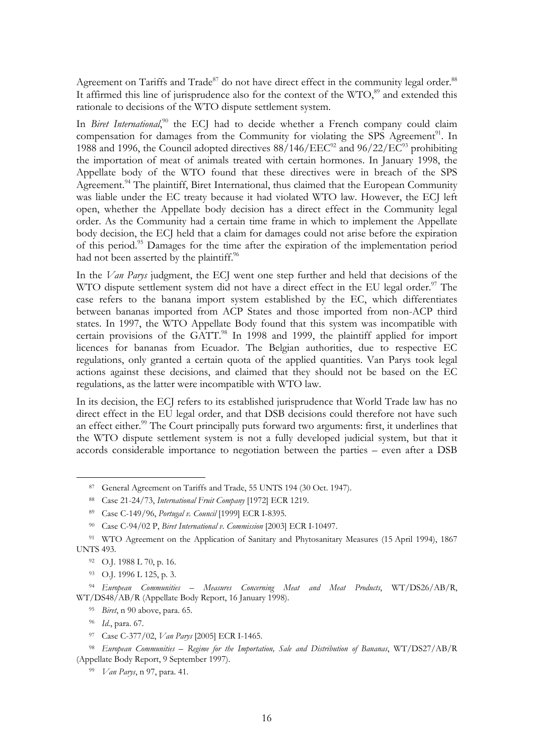Agreement on Tariffs and Trade[87] do not have direct effect in the community legal order.[88] It affirmed this line of jurisprudence also for the context of the WTO,[89] and extended this rationale to decisions of the WTO dispute settlement system.

In *Biret International*,[90] the ECJ had to decide whether a French company could claim compensation for damages from the Community for violating the SPS Agreement[91]. In 1988 and 1996, the Council adopted directives 88/146/EEC[92] and 96/22/EC[93] prohibiting the importation of meat of animals treated with certain hormones. In January 1998, the Appellate body of the WTO found that these directives were in breach of the SPS Agreement.[94] The plaintiff, Biret International, thus claimed that the European Community was liable under the EC treaty because it had violated WTO law. However, the ECJ left open, whether the Appellate body decision has a direct effect in the Community legal order. As the Community had a certain time frame in which to implement the Appellate body decision, the ECJ held that a claim for damages could not arise before the expiration of this period.[95] Damages for the time after the expiration of the implementation period had not been asserted by the plaintiff.[96]

In the *Van Parys* judgment, the ECJ went one step further and held that decisions of the WTO dispute settlement system did not have a direct effect in the EU legal order.[97] The case refers to the banana import system established by the EC, which differentiates between bananas imported from ACP States and those imported from non-ACP third states. In 1997, the WTO Appellate Body found that this system was incompatible with certain provisions of the GATT.[98] In 1998 and 1999, the plaintiff applied for import licences for bananas from Ecuador. The Belgian authorities, due to respective EC regulations, only granted a certain quota of the applied quantities. Van Parys took legal actions against these decisions, and claimed that they should not be based on the EC regulations, as the latter were incompatible with WTO law.

In its decision, the ECJ refers to its established jurisprudence that World Trade law has no direct effect in the EU legal order, and that DSB decisions could therefore not have such an effect either.[99] The Court principally puts forward two arguments: first, it underlines that the WTO dispute settlement system is not a fully developed judicial system, but that it accords considerable importance to negotiation between the parties – even after a DSB

---

[87] General Agreement on Tariffs and Trade, 55 UNTS 194 (30 Oct. 1947).

[88] Case 21-24/73, *International Fruit Company* [1972] ECR 1219.

[89] Case C-149/96, *Portugal v. Council* [1999] ECR I-8395.

[90] Case C-94/02 P, *Biret International v. Commission* [2003] ECR I-10497.

[91] WTO Agreement on the Application of Sanitary and Phytosanitary Measures (15 April 1994), 1867 UNTS 493.

[92] O.J. 1988 L 70, p. 16.

[93] O.J. 1996 L 125, p. 3.

[94] *European Communities – Measures Concerning Meat and Meat Products*, WT/DS26/AB/R, WT/DS48/AB/R (Appellate Body Report, 16 January 1998).

[95] *Biret*, n 90 above, para. 65.

[96] *Id.*, para. 67.

[97] Case C-377/02, *Van Parys* [2005] ECR I-1465.

[98] *European Communities – Regime for the Importation, Sale and Distribution of Bananas*, WT/DS27/AB/R (Appellate Body Report, 9 September 1997).

[99] *Van Parys*, n 97, para. 41.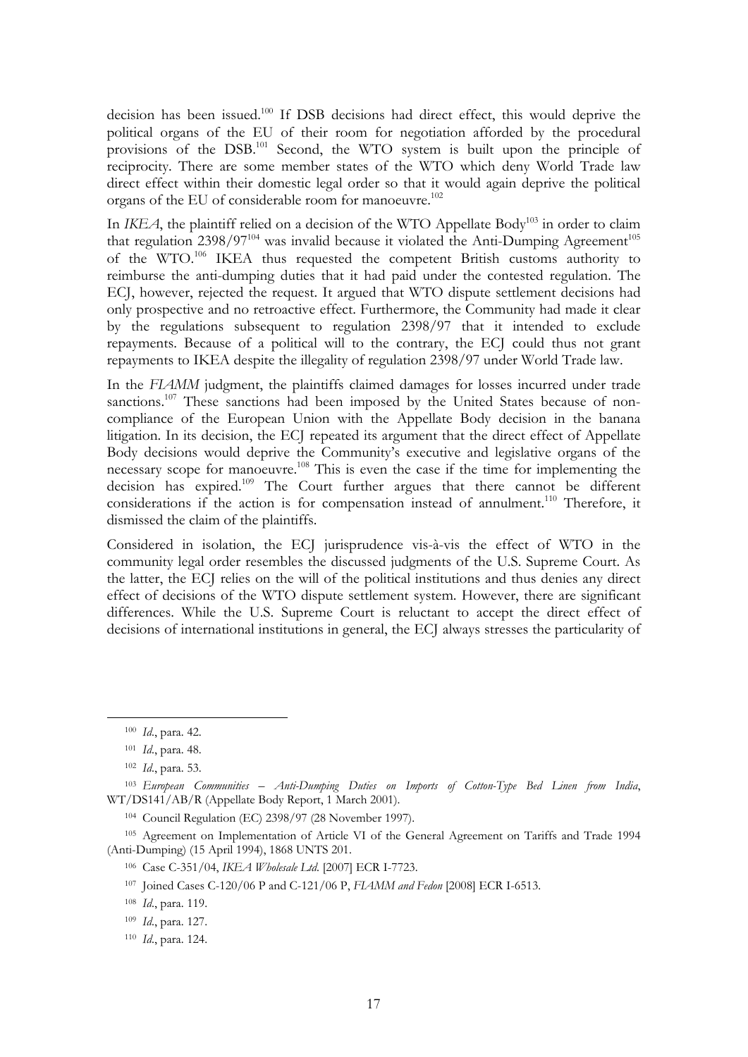decision has been issued.[100] If DSB decisions had direct effect, this would deprive the political organs of the EU of their room for negotiation afforded by the procedural provisions of the DSB.[101] Second, the WTO system is built upon the principle of reciprocity. There are some member states of the WTO which deny World Trade law direct effect within their domestic legal order so that it would again deprive the political organs of the EU of considerable room for manoeuvre.[102]

In *IKEA*, the plaintiff relied on a decision of the WTO Appellate Body[103] in order to claim that regulation 2398/97[104] was invalid because it violated the Anti-Dumping Agreement[105] of the WTO.[106] IKEA thus requested the competent British customs authority to reimburse the anti-dumping duties that it had paid under the contested regulation. The ECJ, however, rejected the request. It argued that WTO dispute settlement decisions had only prospective and no retroactive effect. Furthermore, the Community had made it clear by the regulations subsequent to regulation 2398/97 that it intended to exclude repayments. Because of a political will to the contrary, the ECJ could thus not grant repayments to IKEA despite the illegality of regulation 2398/97 under World Trade law.

In the *FIAMM* judgment, the plaintiffs claimed damages for losses incurred under trade sanctions.[107] These sanctions had been imposed by the United States because of non-compliance of the European Union with the Appellate Body decision in the banana litigation. In its decision, the ECJ repeated its argument that the direct effect of Appellate Body decisions would deprive the Community's executive and legislative organs of the necessary scope for manoeuvre.[108] This is even the case if the time for implementing the decision has expired.[109] The Court further argues that there cannot be different considerations if the action is for compensation instead of annulment.[110] Therefore, it dismissed the claim of the plaintiffs.

Considered in isolation, the ECJ jurisprudence vis-à-vis the effect of WTO in the community legal order resembles the discussed judgments of the U.S. Supreme Court. As the latter, the ECJ relies on the will of the political institutions and thus denies any direct effect of decisions of the WTO dispute settlement system. However, there are significant differences. While the U.S. Supreme Court is reluctant to accept the direct effect of decisions of international institutions in general, the ECJ always stresses the particularity of

---

[100] *Id.*, para. 42.

[101] *Id.*, para. 48.

[102] *Id.*, para. 53.

[103] *European Communities – Anti-Dumping Duties on Imports of Cotton-Type Bed Linen from India*, WT/DS141/AB/R (Appellate Body Report, 1 March 2001).

[104] Council Regulation (EC) 2398/97 (28 November 1997).

[105] Agreement on Implementation of Article VI of the General Agreement on Tariffs and Trade 1994 (Anti-Dumping) (15 April 1994), 1868 UNTS 201.

[106] Case C-351/04, *IKEA Wholesale Ltd.* [2007] ECR I-7723.

[107] Joined Cases C-120/06 P and C-121/06 P, *FIAMM and Fedon* [2008] ECR I-6513.

[108] *Id.*, para. 119.

[109] *Id.*, para. 127.

[110] *Id.*, para. 124.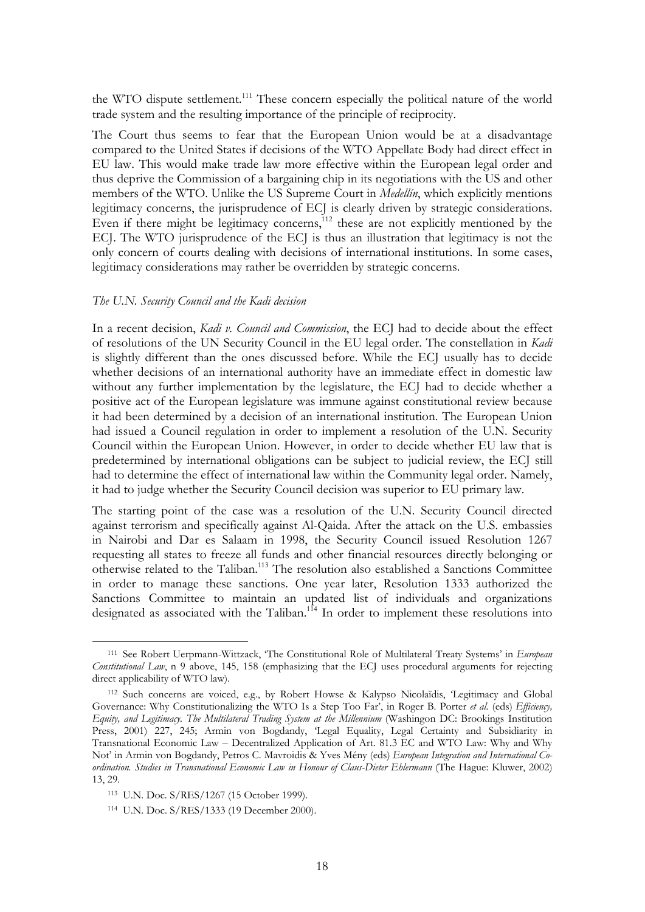the WTO dispute settlement.[111] These concern especially the political nature of the world trade system and the resulting importance of the principle of reciprocity.

The Court thus seems to fear that the European Union would be at a disadvantage compared to the United States if decisions of the WTO Appellate Body had direct effect in EU law. This would make trade law more effective within the European legal order and thus deprive the Commission of a bargaining chip in its negotiations with the US and other members of the WTO. Unlike the US Supreme Court in *Medellín*, which explicitly mentions legitimacy concerns, the jurisprudence of ECJ is clearly driven by strategic considerations. Even if there might be legitimacy concerns,[112] these are not explicitly mentioned by the ECJ. The WTO jurisprudence of the ECJ is thus an illustration that legitimacy is not the only concern of courts dealing with decisions of international institutions. In some cases, legitimacy considerations may rather be overridden by strategic concerns.

*The U.N. Security Council and the Kadi decision*

In a recent decision, *Kadi v. Council and Commission*, the ECJ had to decide about the effect of resolutions of the UN Security Council in the EU legal order. The constellation in *Kadi* is slightly different than the ones discussed before. While the ECJ usually has to decide whether decisions of an international authority have an immediate effect in domestic law without any further implementation by the legislature, the ECJ had to decide whether a positive act of the European legislature was immune against constitutional review because it had been determined by a decision of an international institution. The European Union had issued a Council regulation in order to implement a resolution of the U.N. Security Council within the European Union. However, in order to decide whether EU law that is predetermined by international obligations can be subject to judicial review, the ECJ still had to determine the effect of international law within the Community legal order. Namely, it had to judge whether the Security Council decision was superior to EU primary law.

The starting point of the case was a resolution of the U.N. Security Council directed against terrorism and specifically against Al-Qaida. After the attack on the U.S. embassies in Nairobi and Dar es Salaam in 1998, the Security Council issued Resolution 1267 requesting all states to freeze all funds and other financial resources directly belonging or otherwise related to the Taliban.[113] The resolution also established a Sanctions Committee in order to manage these sanctions. One year later, Resolution 1333 authorized the Sanctions Committee to maintain an updated list of individuals and organizations designated as associated with the Taliban.[114] In order to implement these resolutions into

---

[111] See Robert Uerpmann-Wittzack, 'The Constitutional Role of Multilateral Treaty Systems' in *European Constitutional Law*, n 9 above, 145, 158 (emphasizing that the ECJ uses procedural arguments for rejecting direct applicability of WTO law).

[112] Such concerns are voiced, e.g., by Robert Howse & Kalypso Nicolaïdis, 'Legitimacy and Global Governance: Why Constitutionalizing the WTO Is a Step Too Far', in Roger B. Porter *et al.* (eds) *Efficiency, Equity, and Legitimacy. The Multilateral Trading System at the Millennium* (Washingon DC: Brookings Institution Press, 2001) 227, 245; Armin von Bogdandy, 'Legal Equality, Legal Certainty and Subsidiarity in Transnational Economic Law – Decentralized Application of Art. 81.3 EC and WTO Law: Why and Why Not' in Armin von Bogdandy, Petros C. Mavroidis & Yves Mény (eds) *European Integration and International Co-ordination. Studies in Transnational Economic Law in Honour of Claus-Dieter Ehlermann* (The Hague: Kluwer, 2002) 13, 29.

[113] U.N. Doc. S/RES/1267 (15 October 1999).

[114] U.N. Doc. S/RES/1333 (19 December 2000).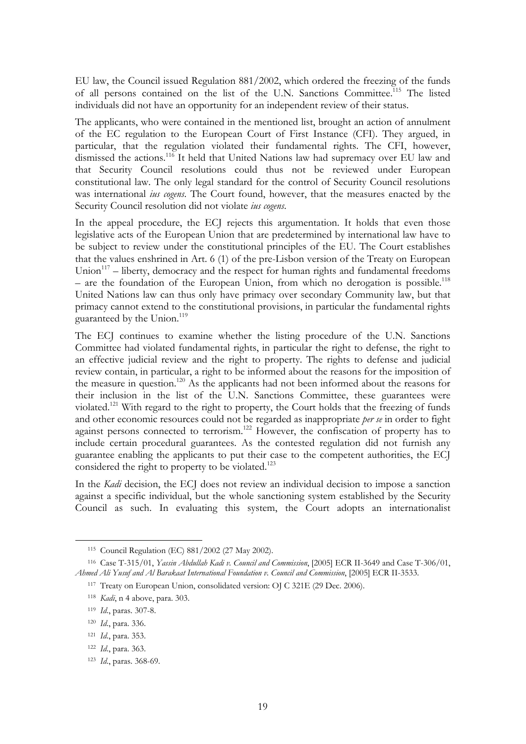EU law, the Council issued Regulation 881/2002, which ordered the freezing of the funds of all persons contained on the list of the U.N. Sanctions Committee.[115] The listed individuals did not have an opportunity for an independent review of their status.

The applicants, who were contained in the mentioned list, brought an action of annulment of the EC regulation to the European Court of First Instance (CFI). They argued, in particular, that the regulation violated their fundamental rights. The CFI, however, dismissed the actions.[116] It held that United Nations law had supremacy over EU law and that Security Council resolutions could thus not be reviewed under European constitutional law. The only legal standard for the control of Security Council resolutions was international *ius cogens*. The Court found, however, that the measures enacted by the Security Council resolution did not violate *ius cogens*.

In the appeal procedure, the ECJ rejects this argumentation. It holds that even those legislative acts of the European Union that are predetermined by international law have to be subject to review under the constitutional principles of the EU. The Court establishes that the values enshrined in Art. 6 (1) of the pre-Lisbon version of the Treaty on European Union[117] – liberty, democracy and the respect for human rights and fundamental freedoms – are the foundation of the European Union, from which no derogation is possible.[118] United Nations law can thus only have primacy over secondary Community law, but that primacy cannot extend to the constitutional provisions, in particular the fundamental rights guaranteed by the Union.[119]

The ECJ continues to examine whether the listing procedure of the U.N. Sanctions Committee had violated fundamental rights, in particular the right to defense, the right to an effective judicial review and the right to property. The rights to defense and judicial review contain, in particular, a right to be informed about the reasons for the imposition of the measure in question.[120] As the applicants had not been informed about the reasons for their inclusion in the list of the U.N. Sanctions Committee, these guarantees were violated.[121] With regard to the right to property, the Court holds that the freezing of funds and other economic resources could not be regarded as inappropriate *per se* in order to fight against persons connected to terrorism.[122] However, the confiscation of property has to include certain procedural guarantees. As the contested regulation did not furnish any guarantee enabling the applicants to put their case to the competent authorities, the ECJ considered the right to property to be violated.[123]

In the *Kadi* decision, the ECJ does not review an individual decision to impose a sanction against a specific individual, but the whole sanctioning system established by the Security Council as such. In evaluating this system, the Court adopts an internationalist

---

[115] Council Regulation (EC) 881/2002 (27 May 2002).

[116] Case T-315/01, *Yassin Abdullah Kadi v. Council and Commission*, [2005] ECR II-3649 and Case T-306/01, *Ahmed Ali Yusuf and Al Barakaat International Foundation v. Council and Commission*, [2005] ECR II-3533.

[117] Treaty on European Union, consolidated version: OJ C 321E (29 Dec. 2006).

[118] *Kadi*, n 4 above, para. 303.

[119] *Id.*, paras. 307-8.

[120] *Id.*, para. 336.

[121] *Id.*, para. 353.

[122] *Id.*, para. 363.

[123] *Id.*, paras. 368-69.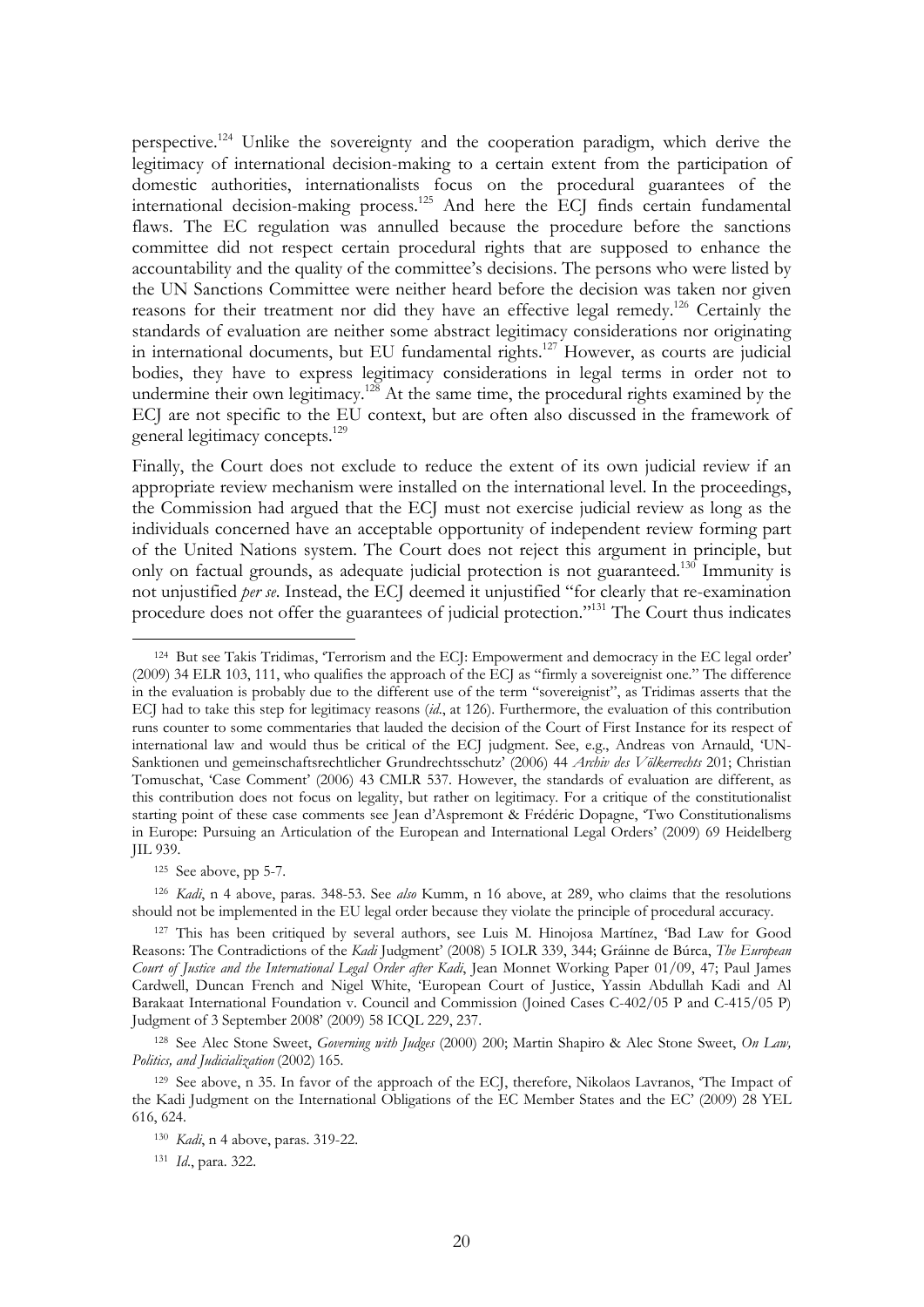perspective.[124] Unlike the sovereignty and the cooperation paradigm, which derive the legitimacy of international decision-making to a certain extent from the participation of domestic authorities, internationalists focus on the procedural guarantees of the international decision-making process.[125] And here the ECJ finds certain fundamental flaws. The EC regulation was annulled because the procedure before the sanctions committee did not respect certain procedural rights that are supposed to enhance the accountability and the quality of the committee's decisions. The persons who were listed by the UN Sanctions Committee were neither heard before the decision was taken nor given reasons for their treatment nor did they have an effective legal remedy.[126] Certainly the standards of evaluation are neither some abstract legitimacy considerations nor originating in international documents, but EU fundamental rights.[127] However, as courts are judicial bodies, they have to express legitimacy considerations in legal terms in order not to undermine their own legitimacy.[128] At the same time, the procedural rights examined by the ECJ are not specific to the EU context, but are often also discussed in the framework of general legitimacy concepts.[129]

Finally, the Court does not exclude to reduce the extent of its own judicial review if an appropriate review mechanism were installed on the international level. In the proceedings, the Commission had argued that the ECJ must not exercise judicial review as long as the individuals concerned have an acceptable opportunity of independent review forming part of the United Nations system. The Court does not reject this argument in principle, but only on factual grounds, as adequate judicial protection is not guaranteed.[130] Immunity is not unjustified *per se*. Instead, the ECJ deemed it unjustified "for clearly that re-examination procedure does not offer the guarantees of judicial protection."[131] The Court thus indicates

---

[124] But see Takis Tridimas, 'Terrorism and the ECJ: Empowerment and democracy in the EC legal order' (2009) 34 ELR 103, 111, who qualifies the approach of the ECJ as "firmly a sovereignist one." The difference in the evaluation is probably due to the different use of the term "sovereignist", as Tridimas asserts that the ECJ had to take this step for legitimacy reasons (*id*., at 126). Furthermore, the evaluation of this contribution runs counter to some commentaries that lauded the decision of the Court of First Instance for its respect of international law and would thus be critical of the ECJ judgment. See, e.g., Andreas von Arnauld, 'UN-Sanktionen und gemeinschaftsrechtlicher Grundrechtsschutz' (2006) 44 *Archiv des Völkerrechts* 201; Christian Tomuschat, 'Case Comment' (2006) 43 CMLR 537. However, the standards of evaluation are different, as this contribution does not focus on legality, but rather on legitimacy. For a critique of the constitutionalist starting point of these case comments see Jean d'Aspremont & Frédéric Dopagne, 'Two Constitutionalisms in Europe: Pursuing an Articulation of the European and International Legal Orders' (2009) 69 Heidelberg JIL 939.

[125] See above, pp 5-7.

[126] *Kadi*, n 4 above, paras. 348-53. See *also* Kumm, n 16 above, at 289, who claims that the resolutions should not be implemented in the EU legal order because they violate the principle of procedural accuracy.

[127] This has been critiqued by several authors, see Luis M. Hinojosa Martínez, 'Bad Law for Good Reasons: The Contradictions of the *Kadi* Judgment' (2008) 5 IOLR 339, 344; Gráinne de Búrca, *The European Court of Justice and the International Legal Order after Kadi*, Jean Monnet Working Paper 01/09, 47; Paul James Cardwell, Duncan French and Nigel White, 'European Court of Justice, Yassin Abdullah Kadi and Al Barakaat International Foundation v. Council and Commission (Joined Cases C-402/05 P and C-415/05 P) Judgment of 3 September 2008' (2009) 58 ICQL 229, 237.

[128] See Alec Stone Sweet, *Governing with Judges* (2000) 200; Martin Shapiro & Alec Stone Sweet, *On Law, Politics, and Judicialization* (2002) 165.

[129] See above, n 35. In favor of the approach of the ECJ, therefore, Nikolaos Lavranos, 'The Impact of the Kadi Judgment on the International Obligations of the EC Member States and the EC' (2009) 28 YEL 616, 624.

[130] *Kadi*, n 4 above, paras. 319-22.

[131] *Id*., para. 322.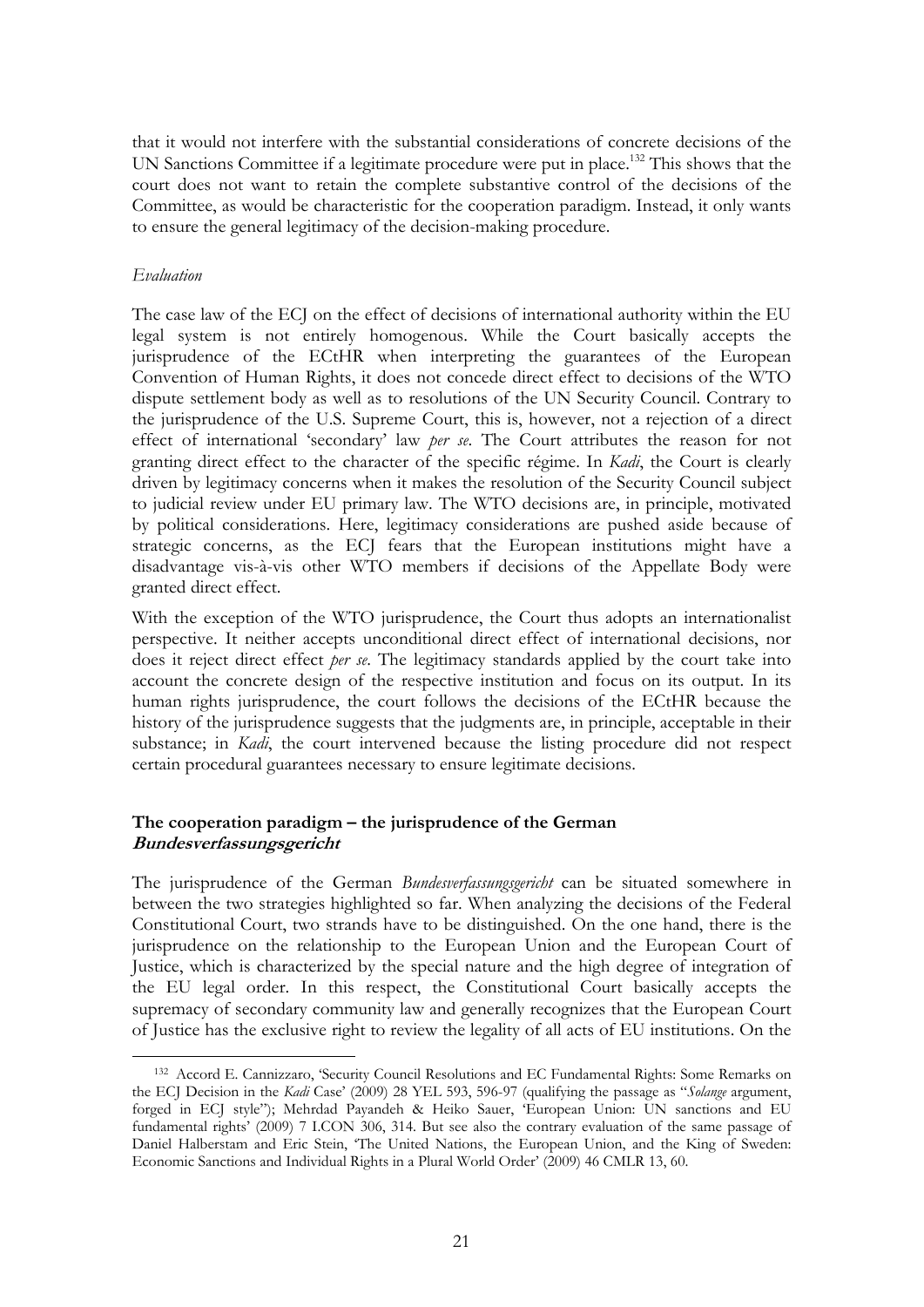that it would not interfere with the substantial considerations of concrete decisions of the UN Sanctions Committee if a legitimate procedure were put in place.[132] This shows that the court does not want to retain the complete substantive control of the decisions of the Committee, as would be characteristic for the cooperation paradigm. Instead, it only wants to ensure the general legitimacy of the decision-making procedure.

*Evaluation*

The case law of the ECJ on the effect of decisions of international authority within the EU legal system is not entirely homogenous. While the Court basically accepts the jurisprudence of the ECtHR when interpreting the guarantees of the European Convention of Human Rights, it does not concede direct effect to decisions of the WTO dispute settlement body as well as to resolutions of the UN Security Council. Contrary to the jurisprudence of the U.S. Supreme Court, this is, however, not a rejection of a direct effect of international 'secondary' law *per se*. The Court attributes the reason for not granting direct effect to the character of the specific régime. In *Kadi*, the Court is clearly driven by legitimacy concerns when it makes the resolution of the Security Council subject to judicial review under EU primary law. The WTO decisions are, in principle, motivated by political considerations. Here, legitimacy considerations are pushed aside because of strategic concerns, as the ECJ fears that the European institutions might have a disadvantage vis-à-vis other WTO members if decisions of the Appellate Body were granted direct effect.

With the exception of the WTO jurisprudence, the Court thus adopts an internationalist perspective. It neither accepts unconditional direct effect of international decisions, nor does it reject direct effect *per se*. The legitimacy standards applied by the court take into account the concrete design of the respective institution and focus on its output. In its human rights jurisprudence, the court follows the decisions of the ECtHR because the history of the jurisprudence suggests that the judgments are, in principle, acceptable in their substance; in *Kadi*, the court intervened because the listing procedure did not respect certain procedural guarantees necessary to ensure legitimate decisions.

### The cooperation paradigm – the jurisprudence of the German *Bundesverfassungsgericht*

The jurisprudence of the German *Bundesverfassungsgericht* can be situated somewhere in between the two strategies highlighted so far. When analyzing the decisions of the Federal Constitutional Court, two strands have to be distinguished. On the one hand, there is the jurisprudence on the relationship to the European Union and the European Court of Justice, which is characterized by the special nature and the high degree of integration of the EU legal order. In this respect, the Constitutional Court basically accepts the supremacy of secondary community law and generally recognizes that the European Court of Justice has the exclusive right to review the legality of all acts of EU institutions. On the

[132] Accord E. Cannizzaro, 'Security Council Resolutions and EC Fundamental Rights: Some Remarks on the ECJ Decision in the *Kadi* Case' (2009) 28 YEL 593, 596-97 (qualifying the passage as "*Solange* argument, forged in ECJ style"); Mehrdad Payandeh & Heiko Sauer, 'European Union: UN sanctions and EU fundamental rights' (2009) 7 I.CON 306, 314. But see also the contrary evaluation of the same passage of Daniel Halberstam and Eric Stein, 'The United Nations, the European Union, and the King of Sweden: Economic Sanctions and Individual Rights in a Plural World Order' (2009) 46 CMLR 13, 60.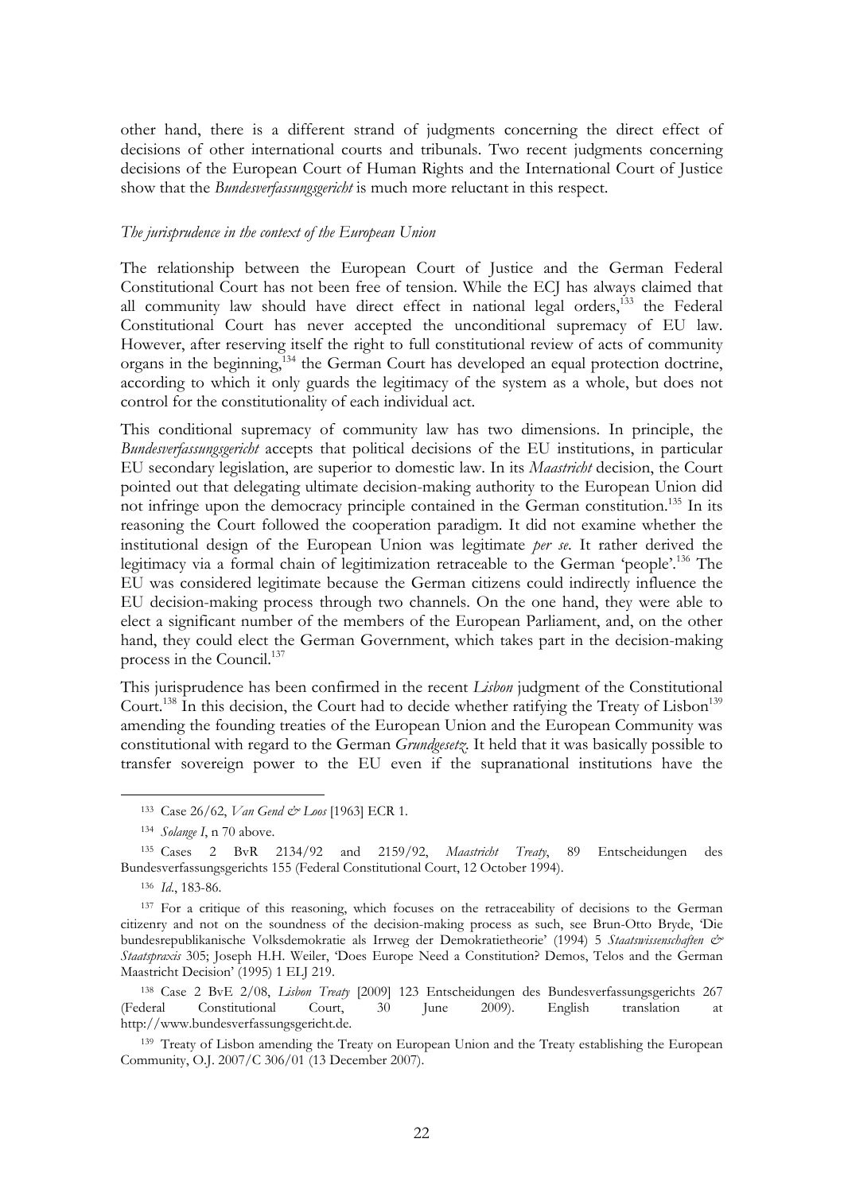other hand, there is a different strand of judgments concerning the direct effect of decisions of other international courts and tribunals. Two recent judgments concerning decisions of the European Court of Human Rights and the International Court of Justice show that the *Bundesverfassungsgericht* is much more reluctant in this respect.

*The jurisprudence in the context of the European Union*

The relationship between the European Court of Justice and the German Federal Constitutional Court has not been free of tension. While the ECJ has always claimed that all community law should have direct effect in national legal orders,[133] the Federal Constitutional Court has never accepted the unconditional supremacy of EU law. However, after reserving itself the right to full constitutional review of acts of community organs in the beginning,[134] the German Court has developed an equal protection doctrine, according to which it only guards the legitimacy of the system as a whole, but does not control for the constitutionality of each individual act.

This conditional supremacy of community law has two dimensions. In principle, the *Bundesverfassungsgericht* accepts that political decisions of the EU institutions, in particular EU secondary legislation, are superior to domestic law. In its *Maastricht* decision, the Court pointed out that delegating ultimate decision-making authority to the European Union did not infringe upon the democracy principle contained in the German constitution.[135] In its reasoning the Court followed the cooperation paradigm. It did not examine whether the institutional design of the European Union was legitimate *per se*. It rather derived the legitimacy via a formal chain of legitimization retraceable to the German 'people'.[136] The EU was considered legitimate because the German citizens could indirectly influence the EU decision-making process through two channels. On the one hand, they were able to elect a significant number of the members of the European Parliament, and, on the other hand, they could elect the German Government, which takes part in the decision-making process in the Council.[137]

This jurisprudence has been confirmed in the recent *Lisbon* judgment of the Constitutional Court.[138] In this decision, the Court had to decide whether ratifying the Treaty of Lisbon[139] amending the founding treaties of the European Union and the European Community was constitutional with regard to the German *Grundgesetz*. It held that it was basically possible to transfer sovereign power to the EU even if the supranational institutions have the

---

[133] Case 26/62, *Van Gend & Loos* [1963] ECR 1.

[134] *Solange I*, n 70 above.

[135] Cases 2 BvR 2134/92 and 2159/92, *Maastricht Treaty*, 89 Entscheidungen des Bundesverfassungsgerichts 155 (Federal Constitutional Court, 12 October 1994).

[136] *Id.*, 183-86.

[137] For a critique of this reasoning, which focuses on the retraceability of decisions to the German citizenry and not on the soundness of the decision-making process as such, see Brun-Otto Bryde, 'Die bundesrepublikanische Volksdemokratie als Irrweg der Demokratietheorie' (1994) 5 *Staatswissenschaften & Staatspraxis* 305; Joseph H.H. Weiler, 'Does Europe Need a Constitution? Demos, Telos and the German Maastricht Decision' (1995) 1 ELJ 219.

[138] Case 2 BvE 2/08, *Lisbon Treaty* [2009] 123 Entscheidungen des Bundesverfassungsgerichts 267 (Federal Constitutional Court, 30 June 2009). English translation at http://www.bundesverfassungsgericht.de.

[139] Treaty of Lisbon amending the Treaty on European Union and the Treaty establishing the European Community, O.J. 2007/C 306/01 (13 December 2007).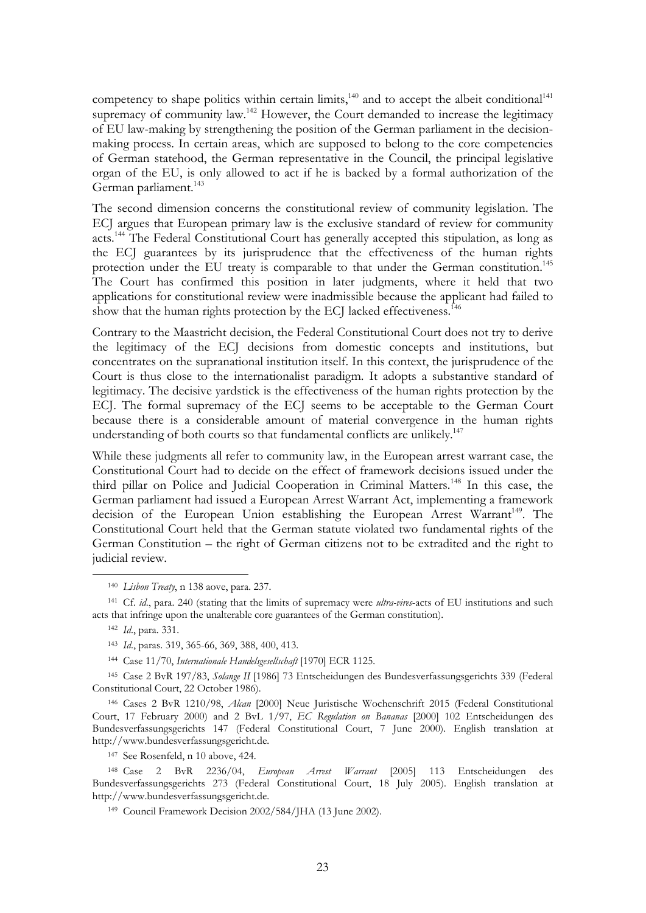competency to shape politics within certain limits,[140] and to accept the albeit conditional[141] supremacy of community law.[142] However, the Court demanded to increase the legitimacy of EU law-making by strengthening the position of the German parliament in the decision-making process. In certain areas, which are supposed to belong to the core competencies of German statehood, the German representative in the Council, the principal legislative organ of the EU, is only allowed to act if he is backed by a formal authorization of the German parliament.[143]

The second dimension concerns the constitutional review of community legislation. The ECJ argues that European primary law is the exclusive standard of review for community acts.[144] The Federal Constitutional Court has generally accepted this stipulation, as long as the ECJ guarantees by its jurisprudence that the effectiveness of the human rights protection under the EU treaty is comparable to that under the German constitution.[145] The Court has confirmed this position in later judgments, where it held that two applications for constitutional review were inadmissible because the applicant had failed to show that the human rights protection by the ECJ lacked effectiveness.[146]

Contrary to the Maastricht decision, the Federal Constitutional Court does not try to derive the legitimacy of the ECJ decisions from domestic concepts and institutions, but concentrates on the supranational institution itself. In this context, the jurisprudence of the Court is thus close to the internationalist paradigm. It adopts a substantive standard of legitimacy. The decisive yardstick is the effectiveness of the human rights protection by the ECJ. The formal supremacy of the ECJ seems to be acceptable to the German Court because there is a considerable amount of material convergence in the human rights understanding of both courts so that fundamental conflicts are unlikely.[147]

While these judgments all refer to community law, in the European arrest warrant case, the Constitutional Court had to decide on the effect of framework decisions issued under the third pillar on Police and Judicial Cooperation in Criminal Matters.[148] In this case, the German parliament had issued a European Arrest Warrant Act, implementing a framework decision of the European Union establishing the European Arrest Warrant[149]. The Constitutional Court held that the German statute violated two fundamental rights of the German Constitution – the right of German citizens not to be extradited and the right to judicial review.

---

[140] *Lisbon Treaty*, n 138 aove, para. 237.

[141] Cf. *id.*, para. 240 (stating that the limits of supremacy were *ultra-vires*-acts of EU institutions and such acts that infringe upon the unalterable core guarantees of the German constitution).

[142] *Id.*, para. 331.

[143] *Id.*, paras. 319, 365-66, 369, 388, 400, 413.

[144] Case 11/70, *Internationale Handelsgesellschaft* [1970] ECR 1125.

[145] Case 2 BvR 197/83, *Solange II* [1986] 73 Entscheidungen des Bundesverfassungsgerichts 339 (Federal Constitutional Court, 22 October 1986).

[146] Cases 2 BvR 1210/98, *Alcan* [2000] Neue Juristische Wochenschrift 2015 (Federal Constitutional Court, 17 February 2000) and 2 BvL 1/97, *EC Regulation on Bananas* [2000] 102 Entscheidungen des Bundesverfassungsgerichts 147 (Federal Constitutional Court, 7 June 2000). English translation at http://www.bundesverfassungsgericht.de.

[147] See Rosenfeld, n 10 above, 424.

[148] Case 2 BvR 2236/04, *European Arrest Warrant* [2005] 113 Entscheidungen des Bundesverfassungsgerichts 273 (Federal Constitutional Court, 18 July 2005). English translation at http://www.bundesverfassungsgericht.de.

[149] Council Framework Decision 2002/584/JHA (13 June 2002).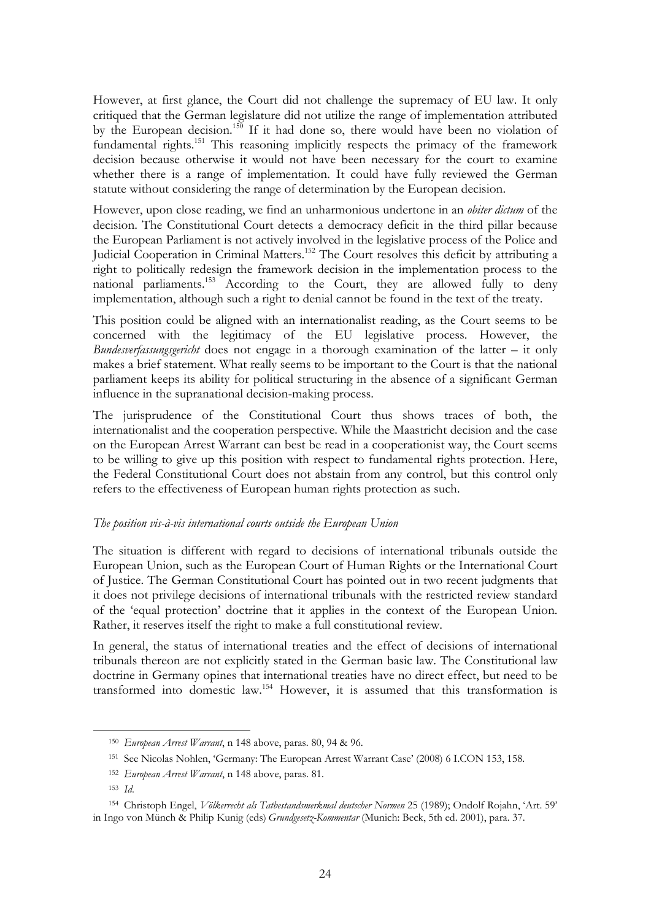However, at first glance, the Court did not challenge the supremacy of EU law. It only critiqued that the German legislature did not utilize the range of implementation attributed by the European decision.[150] If it had done so, there would have been no violation of fundamental rights.[151] This reasoning implicitly respects the primacy of the framework decision because otherwise it would not have been necessary for the court to examine whether there is a range of implementation. It could have fully reviewed the German statute without considering the range of determination by the European decision.

However, upon close reading, we find an unharmonious undertone in an *obiter dictum* of the decision. The Constitutional Court detects a democracy deficit in the third pillar because the European Parliament is not actively involved in the legislative process of the Police and Judicial Cooperation in Criminal Matters.[152] The Court resolves this deficit by attributing a right to politically redesign the framework decision in the implementation process to the national parliaments.[153] According to the Court, they are allowed fully to deny implementation, although such a right to denial cannot be found in the text of the treaty.

This position could be aligned with an internationalist reading, as the Court seems to be concerned with the legitimacy of the EU legislative process. However, the *Bundesverfassungsgericht* does not engage in a thorough examination of the latter – it only makes a brief statement. What really seems to be important to the Court is that the national parliament keeps its ability for political structuring in the absence of a significant German influence in the supranational decision-making process.

The jurisprudence of the Constitutional Court thus shows traces of both, the internationalist and the cooperation perspective. While the Maastricht decision and the case on the European Arrest Warrant can best be read in a cooperationist way, the Court seems to be willing to give up this position with respect to fundamental rights protection. Here, the Federal Constitutional Court does not abstain from any control, but this control only refers to the effectiveness of European human rights protection as such.

*The position vis-à-vis international courts outside the European Union*

The situation is different with regard to decisions of international tribunals outside the European Union, such as the European Court of Human Rights or the International Court of Justice. The German Constitutional Court has pointed out in two recent judgments that it does not privilege decisions of international tribunals with the restricted review standard of the 'equal protection' doctrine that it applies in the context of the European Union. Rather, it reserves itself the right to make a full constitutional review.

In general, the status of international treaties and the effect of decisions of international tribunals thereon are not explicitly stated in the German basic law. The Constitutional law doctrine in Germany opines that international treaties have no direct effect, but need to be transformed into domestic law.[154] However, it is assumed that this transformation is

---

[150] *European Arrest Warrant*, n 148 above, paras. 80, 94 & 96.

[151] See Nicolas Nohlen, 'Germany: The European Arrest Warrant Case' (2008) 6 I.CON 153, 158.

[152] *European Arrest Warrant*, n 148 above, paras. 81.

[153] *Id.*

[154] Christoph Engel, *Völkerrecht als Tatbestandsmerkmal deutscher Normen* 25 (1989); Ondolf Rojahn, 'Art. 59' in Ingo von Münch & Philip Kunig (eds) *Grundgesetz-Kommentar* (Munich: Beck, 5th ed. 2001), para. 37.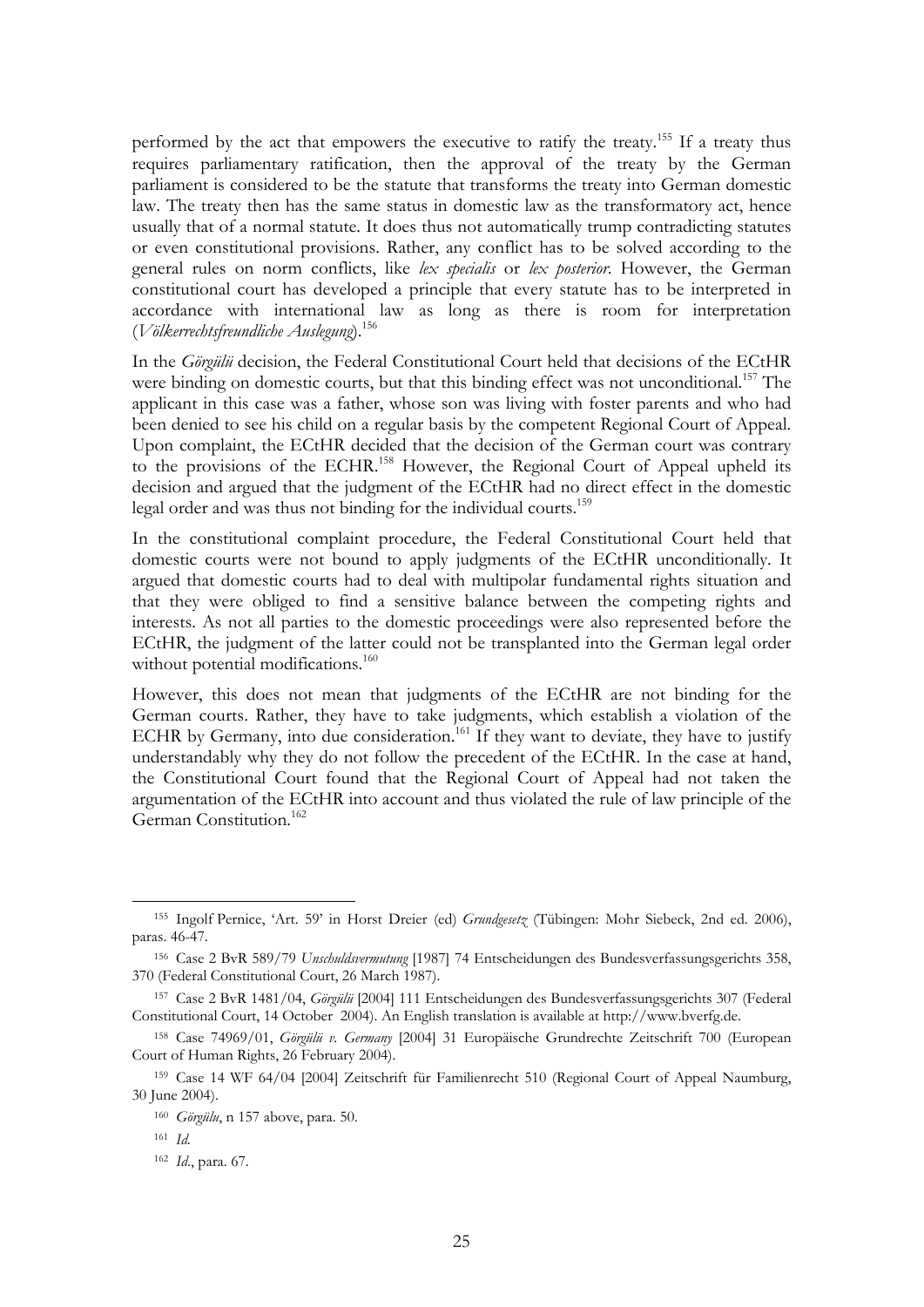performed by the act that empowers the executive to ratify the treaty.[155] If a treaty thus requires parliamentary ratification, then the approval of the treaty by the German parliament is considered to be the statute that transforms the treaty into German domestic law. The treaty then has the same status in domestic law as the transformatory act, hence usually that of a normal statute. It does thus not automatically trump contradicting statutes or even constitutional provisions. Rather, any conflict has to be solved according to the general rules on norm conflicts, like *lex specialis* or *lex posterior*. However, the German constitutional court has developed a principle that every statute has to be interpreted in accordance with international law as long as there is room for interpretation (*Völkerrechtsfreundliche Auslegung*).[156]

In the *Görgülü* decision, the Federal Constitutional Court held that decisions of the ECtHR were binding on domestic courts, but that this binding effect was not unconditional.[157] The applicant in this case was a father, whose son was living with foster parents and who had been denied to see his child on a regular basis by the competent Regional Court of Appeal. Upon complaint, the ECtHR decided that the decision of the German court was contrary to the provisions of the ECHR.[158] However, the Regional Court of Appeal upheld its decision and argued that the judgment of the ECtHR had no direct effect in the domestic legal order and was thus not binding for the individual courts.[159]

In the constitutional complaint procedure, the Federal Constitutional Court held that domestic courts were not bound to apply judgments of the ECtHR unconditionally. It argued that domestic courts had to deal with multipolar fundamental rights situation and that they were obliged to find a sensitive balance between the competing rights and interests. As not all parties to the domestic proceedings were also represented before the ECtHR, the judgment of the latter could not be transplanted into the German legal order without potential modifications.[160]

However, this does not mean that judgments of the ECtHR are not binding for the German courts. Rather, they have to take judgments, which establish a violation of the ECHR by Germany, into due consideration.[161] If they want to deviate, they have to justify understandably why they do not follow the precedent of the ECtHR. In the case at hand, the Constitutional Court found that the Regional Court of Appeal had not taken the argumentation of the ECtHR into account and thus violated the rule of law principle of the German Constitution.[162]

---

[155] Ingolf Pernice, 'Art. 59' in Horst Dreier (ed) *Grundgesetz* (Tübingen: Mohr Siebeck, 2nd ed. 2006), paras. 46-47.

[156] Case 2 BvR 589/79 *Unschuldsvermutung* [1987] 74 Entscheidungen des Bundesverfassungsgerichts 358, 370 (Federal Constitutional Court, 26 March 1987).

[157] Case 2 BvR 1481/04, *Görgülü* [2004] 111 Entscheidungen des Bundesverfassungsgerichts 307 (Federal Constitutional Court, 14 October 2004). An English translation is available at http://www.bverfg.de.

[158] Case 74969/01, *Görgülü v. Germany* [2004] 31 Europäische Grundrechte Zeitschrift 700 (European Court of Human Rights, 26 February 2004).

[159] Case 14 WF 64/04 [2004] Zeitschrift für Familienrecht 510 (Regional Court of Appeal Naumburg, 30 June 2004).

[160] *Görgülu*, n 157 above, para. 50.

[161] *Id.*

[162] *Id.*, para. 67.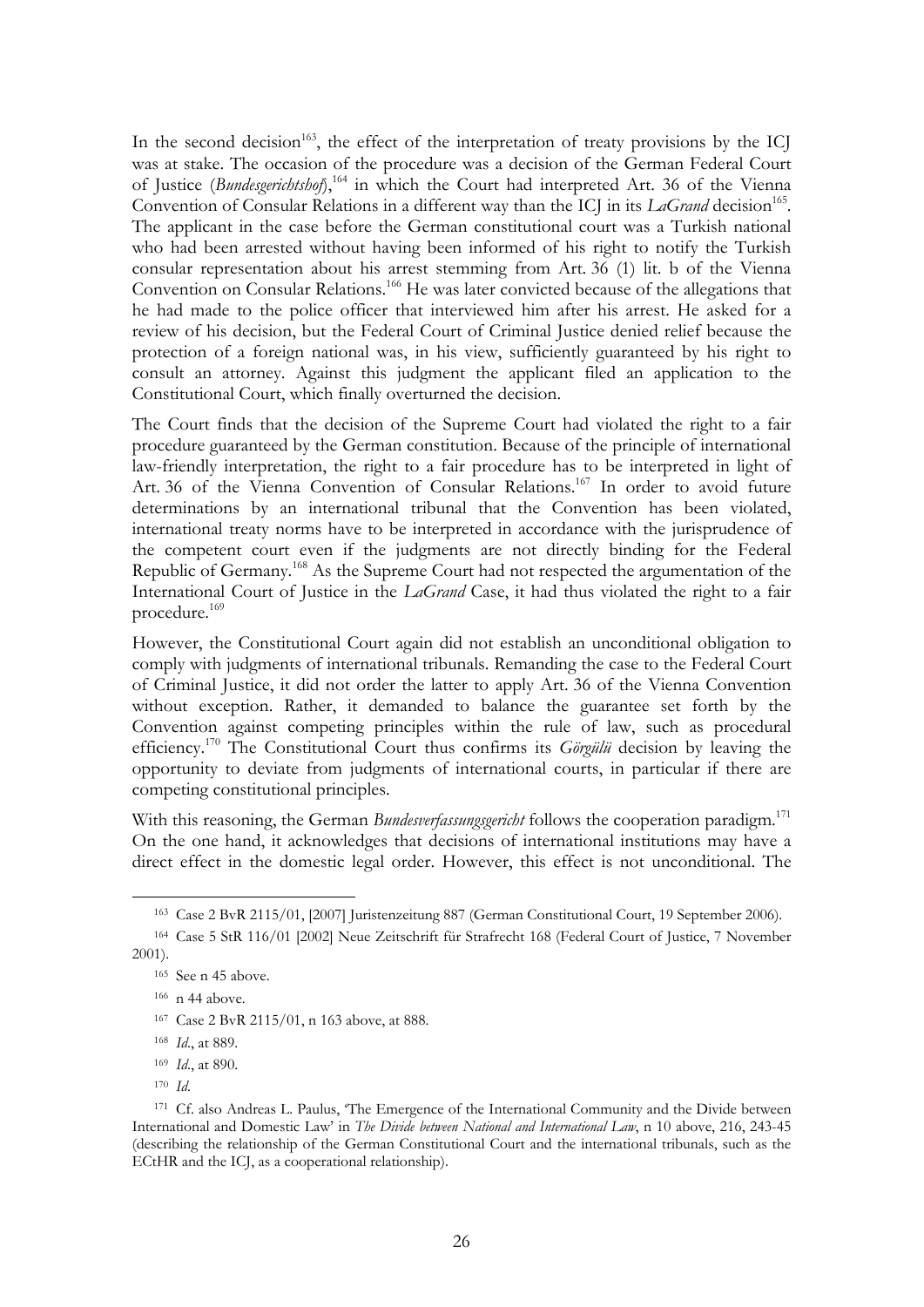In the second decision[163], the effect of the interpretation of treaty provisions by the ICJ was at stake. The occasion of the procedure was a decision of the German Federal Court of Justice (*Bundesgerichtshof*),[164] in which the Court had interpreted Art. 36 of the Vienna Convention of Consular Relations in a different way than the ICJ in its *LaGrand* decision[165]. The applicant in the case before the German constitutional court was a Turkish national who had been arrested without having been informed of his right to notify the Turkish consular representation about his arrest stemming from Art. 36 (1) lit. b of the Vienna Convention on Consular Relations.[166] He was later convicted because of the allegations that he had made to the police officer that interviewed him after his arrest. He asked for a review of his decision, but the Federal Court of Criminal Justice denied relief because the protection of a foreign national was, in his view, sufficiently guaranteed by his right to consult an attorney. Against this judgment the applicant filed an application to the Constitutional Court, which finally overturned the decision.

The Court finds that the decision of the Supreme Court had violated the right to a fair procedure guaranteed by the German constitution. Because of the principle of international law-friendly interpretation, the right to a fair procedure has to be interpreted in light of Art. 36 of the Vienna Convention of Consular Relations.[167] In order to avoid future determinations by an international tribunal that the Convention has been violated, international treaty norms have to be interpreted in accordance with the jurisprudence of the competent court even if the judgments are not directly binding for the Federal Republic of Germany.[168] As the Supreme Court had not respected the argumentation of the International Court of Justice in the *LaGrand* Case, it had thus violated the right to a fair procedure.[169]

However, the Constitutional Court again did not establish an unconditional obligation to comply with judgments of international tribunals. Remanding the case to the Federal Court of Criminal Justice, it did not order the latter to apply Art. 36 of the Vienna Convention without exception. Rather, it demanded to balance the guarantee set forth by the Convention against competing principles within the rule of law, such as procedural efficiency.[170] The Constitutional Court thus confirms its *Görgülü* decision by leaving the opportunity to deviate from judgments of international courts, in particular if there are competing constitutional principles.

With this reasoning, the German *Bundesverfassungsgericht* follows the cooperation paradigm.[171] On the one hand, it acknowledges that decisions of international institutions may have a direct effect in the domestic legal order. However, this effect is not unconditional. The

---

[163] Case 2 BvR 2115/01, [2007] Juristenzeitung 887 (German Constitutional Court, 19 September 2006).

[164] Case 5 StR 116/01 [2002] Neue Zeitschrift für Strafrecht 168 (Federal Court of Justice, 7 November 2001).

[165] See n 45 above.

[166] n 44 above.

[167] Case 2 BvR 2115/01, n 163 above, at 888.

[168] *Id.*, at 889.

[169] *Id.*, at 890.

[170] *Id.*

[171] Cf. also Andreas L. Paulus, 'The Emergence of the International Community and the Divide between International and Domestic Law' in *The Divide between National and International Law*, n 10 above, 216, 243-45 (describing the relationship of the German Constitutional Court and the international tribunals, such as the ECtHR and the ICJ, as a cooperational relationship).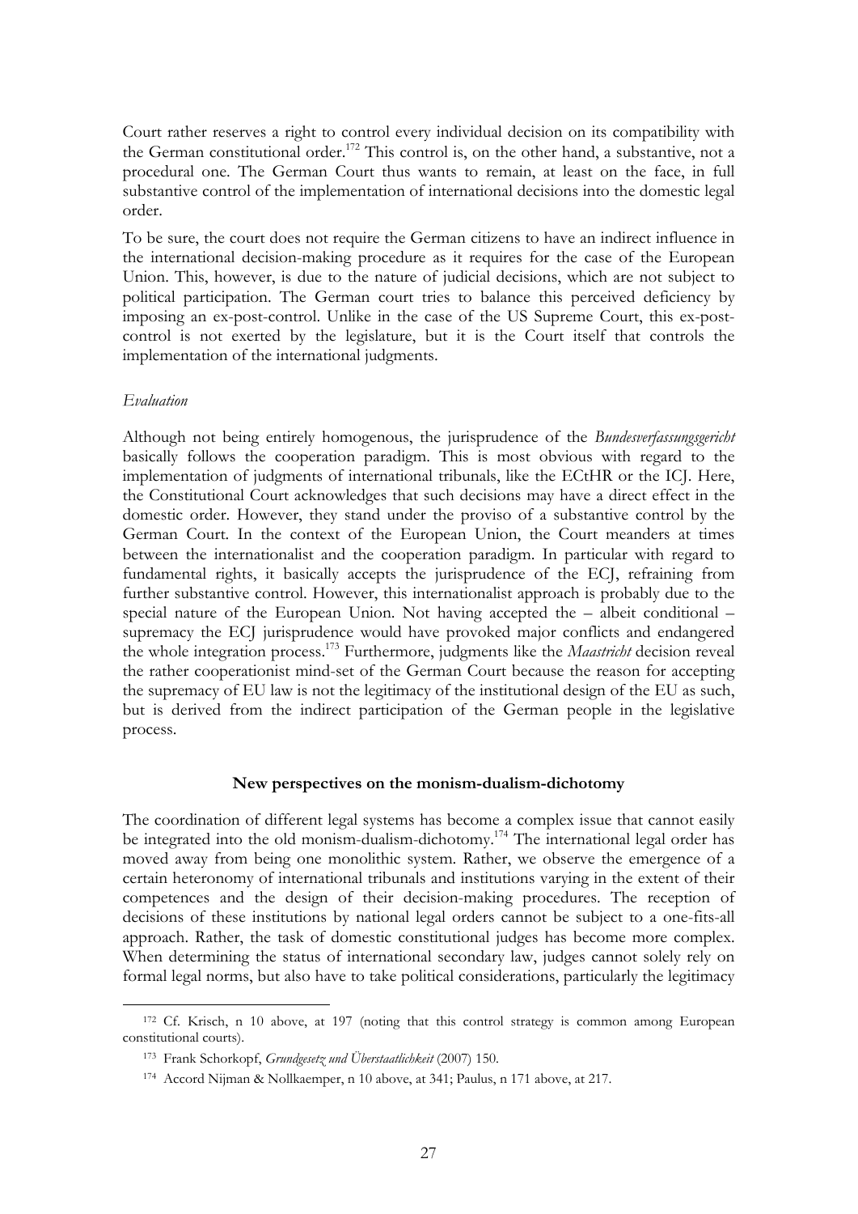Court rather reserves a right to control every individual decision on its compatibility with the German constitutional order.[172] This control is, on the other hand, a substantive, not a procedural one. The German Court thus wants to remain, at least on the face, in full substantive control of the implementation of international decisions into the domestic legal order.

To be sure, the court does not require the German citizens to have an indirect influence in the international decision-making procedure as it requires for the case of the European Union. This, however, is due to the nature of judicial decisions, which are not subject to political participation. The German court tries to balance this perceived deficiency by imposing an ex-post-control. Unlike in the case of the US Supreme Court, this ex-post-control is not exerted by the legislature, but it is the Court itself that controls the implementation of the international judgments.

*Evaluation*

Although not being entirely homogenous, the jurisprudence of the *Bundesverfassungsgericht* basically follows the cooperation paradigm. This is most obvious with regard to the implementation of judgments of international tribunals, like the ECtHR or the ICJ. Here, the Constitutional Court acknowledges that such decisions may have a direct effect in the domestic order. However, they stand under the proviso of a substantive control by the German Court. In the context of the European Union, the Court meanders at times between the internationalist and the cooperation paradigm. In particular with regard to fundamental rights, it basically accepts the jurisprudence of the ECJ, refraining from further substantive control. However, this internationalist approach is probably due to the special nature of the European Union. Not having accepted the – albeit conditional – supremacy the ECJ jurisprudence would have provoked major conflicts and endangered the whole integration process.[173] Furthermore, judgments like the *Maastricht* decision reveal the rather cooperationist mind-set of the German Court because the reason for accepting the supremacy of EU law is not the legitimacy of the institutional design of the EU as such, but is derived from the indirect participation of the German people in the legislative process.

## New perspectives on the monism-dualism-dichotomy

The coordination of different legal systems has become a complex issue that cannot easily be integrated into the old monism-dualism-dichotomy.[174] The international legal order has moved away from being one monolithic system. Rather, we observe the emergence of a certain heteronomy of international tribunals and institutions varying in the extent of their competences and the design of their decision-making procedures. The reception of decisions of these institutions by national legal orders cannot be subject to a one-fits-all approach. Rather, the task of domestic constitutional judges has become more complex. When determining the status of international secondary law, judges cannot solely rely on formal legal norms, but also have to take political considerations, particularly the legitimacy

---

[172] Cf. Krisch, n 10 above, at 197 (noting that this control strategy is common among European constitutional courts).

[173] Frank Schorkopf, *Grundgesetz und Überstaatlichkeit* (2007) 150.

[174] Accord Nijman & Nollkaemper, n 10 above, at 341; Paulus, n 171 above, at 217.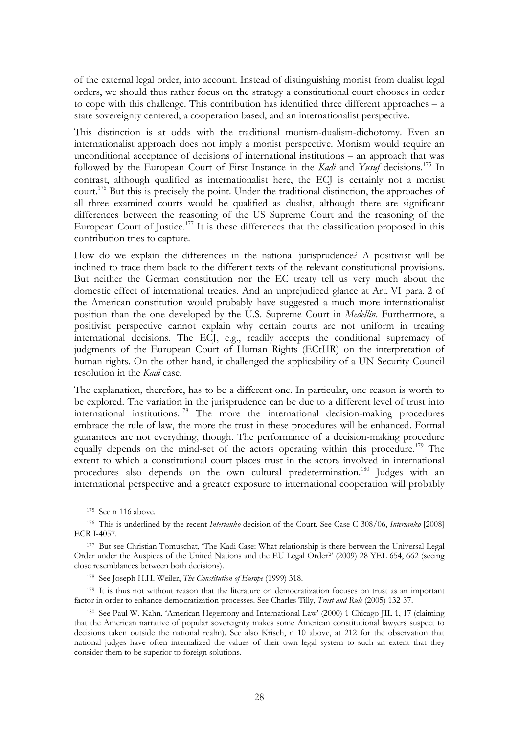of the external legal order, into account. Instead of distinguishing monist from dualist legal orders, we should thus rather focus on the strategy a constitutional court chooses in order to cope with this challenge. This contribution has identified three different approaches – a state sovereignty centered, a cooperation based, and an internationalist perspective.

This distinction is at odds with the traditional monism-dualism-dichotomy. Even an internationalist approach does not imply a monist perspective. Monism would require an unconditional acceptance of decisions of international institutions – an approach that was followed by the European Court of First Instance in the *Kadi* and *Yusuf* decisions.[175] In contrast, although qualified as internationalist here, the ECJ is certainly not a monist court.[176] But this is precisely the point. Under the traditional distinction, the approaches of all three examined courts would be qualified as dualist, although there are significant differences between the reasoning of the US Supreme Court and the reasoning of the European Court of Justice.[177] It is these differences that the classification proposed in this contribution tries to capture.

How do we explain the differences in the national jurisprudence? A positivist will be inclined to trace them back to the different texts of the relevant constitutional provisions. But neither the German constitution nor the EC treaty tell us very much about the domestic effect of international treaties. And an unprejudiced glance at Art. VI para. 2 of the American constitution would probably have suggested a much more internationalist position than the one developed by the U.S. Supreme Court in *Medellín*. Furthermore, a positivist perspective cannot explain why certain courts are not uniform in treating international decisions. The ECJ, e.g., readily accepts the conditional supremacy of judgments of the European Court of Human Rights (ECtHR) on the interpretation of human rights. On the other hand, it challenged the applicability of a UN Security Council resolution in the *Kadi* case.

The explanation, therefore, has to be a different one. In particular, one reason is worth to be explored. The variation in the jurisprudence can be due to a different level of trust into international institutions.[178] The more the international decision-making procedures embrace the rule of law, the more the trust in these procedures will be enhanced. Formal guarantees are not everything, though. The performance of a decision-making procedure equally depends on the mind-set of the actors operating within this procedure.[179] The extent to which a constitutional court places trust in the actors involved in international procedures also depends on the own cultural predetermination.[180] Judges with an international perspective and a greater exposure to international cooperation will probably

---

[175] See n 116 above.

[176] This is underlined by the recent *Intertanko* decision of the Court. See Case C-308/06, *Intertanko* [2008] ECR I-4057.

[177] But see Christian Tomuschat, 'The Kadi Case: What relationship is there between the Universal Legal Order under the Auspices of the United Nations and the EU Legal Order?' (2009) 28 YEL 654, 662 (seeing close resemblances between both decisions).

[178] See Joseph H.H. Weiler, *The Constitution of Europe* (1999) 318.

[179] It is thus not without reason that the literature on democratization focuses on trust as an important factor in order to enhance democratization processes. See Charles Tilly, *Trust and Rule* (2005) 132-37.

[180] See Paul W. Kahn, 'American Hegemony and International Law' (2000) 1 Chicago JIL 1, 17 (claiming that the American narrative of popular sovereignty makes some American constitutional lawyers suspect to decisions taken outside the national realm). See also Krisch, n 10 above, at 212 for the observation that national judges have often internalized the values of their own legal system to such an extent that they consider them to be superior to foreign solutions.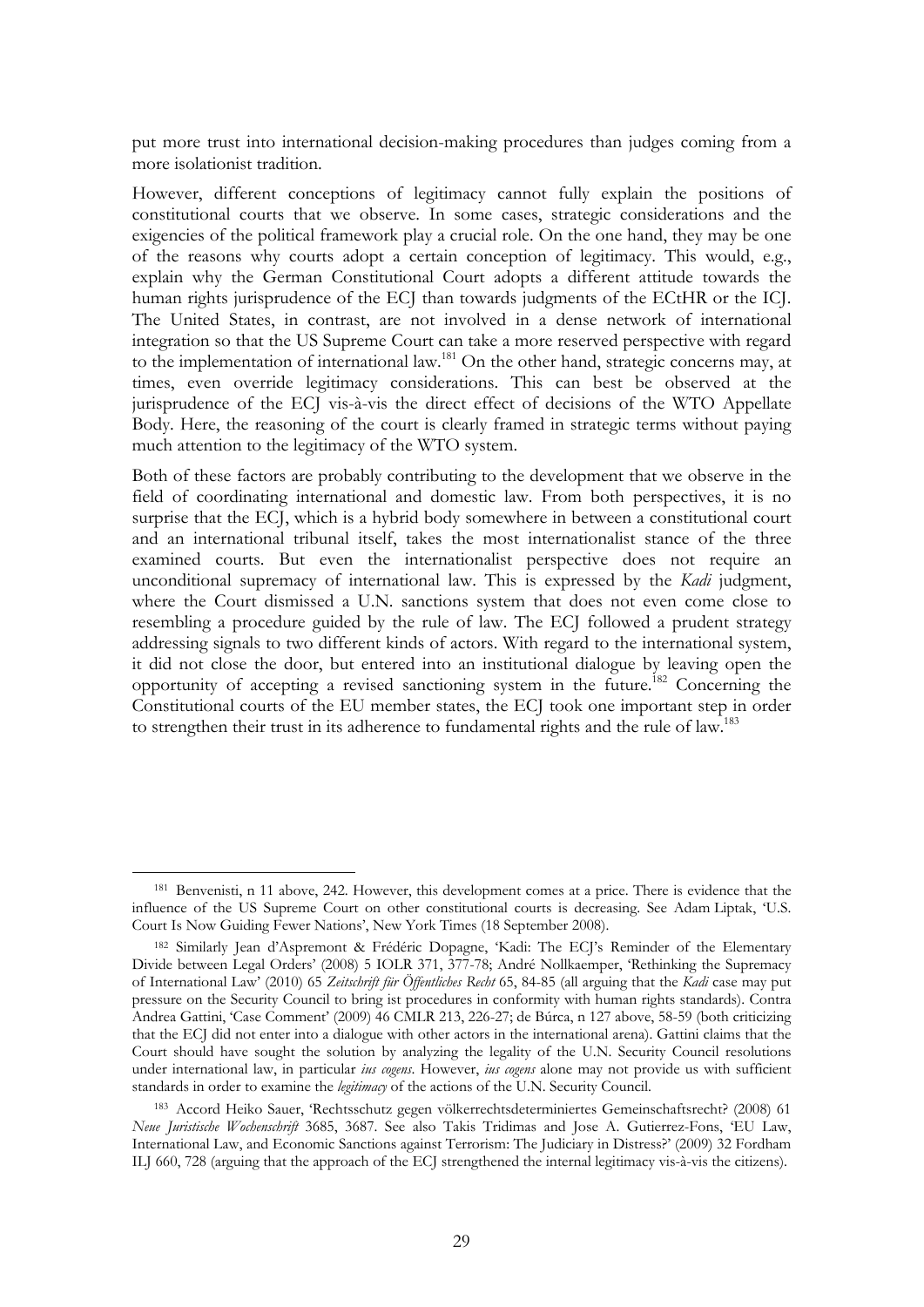put more trust into international decision-making procedures than judges coming from a more isolationist tradition.

However, different conceptions of legitimacy cannot fully explain the positions of constitutional courts that we observe. In some cases, strategic considerations and the exigencies of the political framework play a crucial role. On the one hand, they may be one of the reasons why courts adopt a certain conception of legitimacy. This would, e.g., explain why the German Constitutional Court adopts a different attitude towards the human rights jurisprudence of the ECJ than towards judgments of the ECtHR or the ICJ. The United States, in contrast, are not involved in a dense network of international integration so that the US Supreme Court can take a more reserved perspective with regard to the implementation of international law.[181] On the other hand, strategic concerns may, at times, even override legitimacy considerations. This can best be observed at the jurisprudence of the ECJ vis-à-vis the direct effect of decisions of the WTO Appellate Body. Here, the reasoning of the court is clearly framed in strategic terms without paying much attention to the legitimacy of the WTO system.

Both of these factors are probably contributing to the development that we observe in the field of coordinating international and domestic law. From both perspectives, it is no surprise that the ECJ, which is a hybrid body somewhere in between a constitutional court and an international tribunal itself, takes the most internationalist stance of the three examined courts. But even the internationalist perspective does not require an unconditional supremacy of international law. This is expressed by the *Kadi* judgment, where the Court dismissed a U.N. sanctions system that does not even come close to resembling a procedure guided by the rule of law. The ECJ followed a prudent strategy addressing signals to two different kinds of actors. With regard to the international system, it did not close the door, but entered into an institutional dialogue by leaving open the opportunity of accepting a revised sanctioning system in the future.[182] Concerning the Constitutional courts of the EU member states, the ECJ took one important step in order to strengthen their trust in its adherence to fundamental rights and the rule of law.[183]

---

[181] Benvenisti, n 11 above, 242. However, this development comes at a price. There is evidence that the influence of the US Supreme Court on other constitutional courts is decreasing. See Adam Liptak, 'U.S. Court Is Now Guiding Fewer Nations', New York Times (18 September 2008).

[182] Similarly Jean d'Aspremont & Frédéric Dopagne, 'Kadi: The ECJ's Reminder of the Elementary Divide between Legal Orders' (2008) 5 IOLR 371, 377-78; André Nollkaemper, 'Rethinking the Supremacy of International Law' (2010) 65 *Zeitschrift für Öffentliches Recht* 65, 84-85 (all arguing that the *Kadi* case may put pressure on the Security Council to bring ist procedures in conformity with human rights standards). Contra Andrea Gattini, 'Case Comment' (2009) 46 CMLR 213, 226-27; de Búrca, n 127 above, 58-59 (both criticizing that the ECJ did not enter into a dialogue with other actors in the international arena). Gattini claims that the Court should have sought the solution by analyzing the legality of the U.N. Security Council resolutions under international law, in particular *ius cogens*. However, *ius cogens* alone may not provide us with sufficient standards in order to examine the *legitimacy* of the actions of the U.N. Security Council.

[183] Accord Heiko Sauer, 'Rechtsschutz gegen völkerrechtsdeterminiertes Gemeinschaftsrecht? (2008) 61 *Neue Juristische Wochenschrift* 3685, 3687. See also Takis Tridimas and Jose A. Gutierrez-Fons, 'EU Law, International Law, and Economic Sanctions against Terrorism: The Judiciary in Distress?' (2009) 32 Fordham ILJ 660, 728 (arguing that the approach of the ECJ strengthened the internal legitimacy vis-à-vis the citizens).